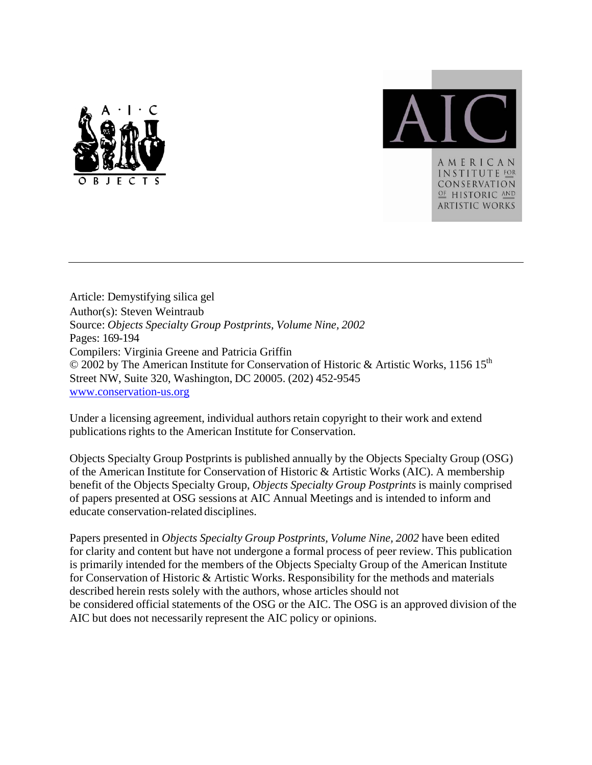Article: Demystifying silica gel
Author(s): Steven Weintraub
Source: *Objects Specialty Group Postprints, Volume Nine, 2002*
Pages: 169-194
Compilers: Virginia Greene and Patricia Griffin
© 2002 by The American Institute for Conservation of Historic & Artistic Works, 1156 15th Street NW, Suite 320, Washington, DC 20005. (202) 452-9545
www.conservation-us.org

Under a licensing agreement, individual authors retain copyright to their work and extend publications rights to the American Institute for Conservation.

Objects Specialty Group Postprints is published annually by the Objects Specialty Group (OSG) of the American Institute for Conservation of Historic & Artistic Works (AIC). A membership benefit of the Objects Specialty Group, *Objects Specialty Group Postprints* is mainly comprised of papers presented at OSG sessions at AIC Annual Meetings and is intended to inform and educate conservation-related disciplines.

Papers presented in *Objects Specialty Group Postprints, Volume Nine, 2002* have been edited for clarity and content but have not undergone a formal process of peer review. This publication is primarily intended for the members of the Objects Specialty Group of the American Institute for Conservation of Historic & Artistic Works. Responsibility for the methods and materials described herein rests solely with the authors, whose articles should not be considered official statements of the OSG or the AIC. The OSG is an approved division of the AIC but does not necessarily represent the AIC policy or opinions.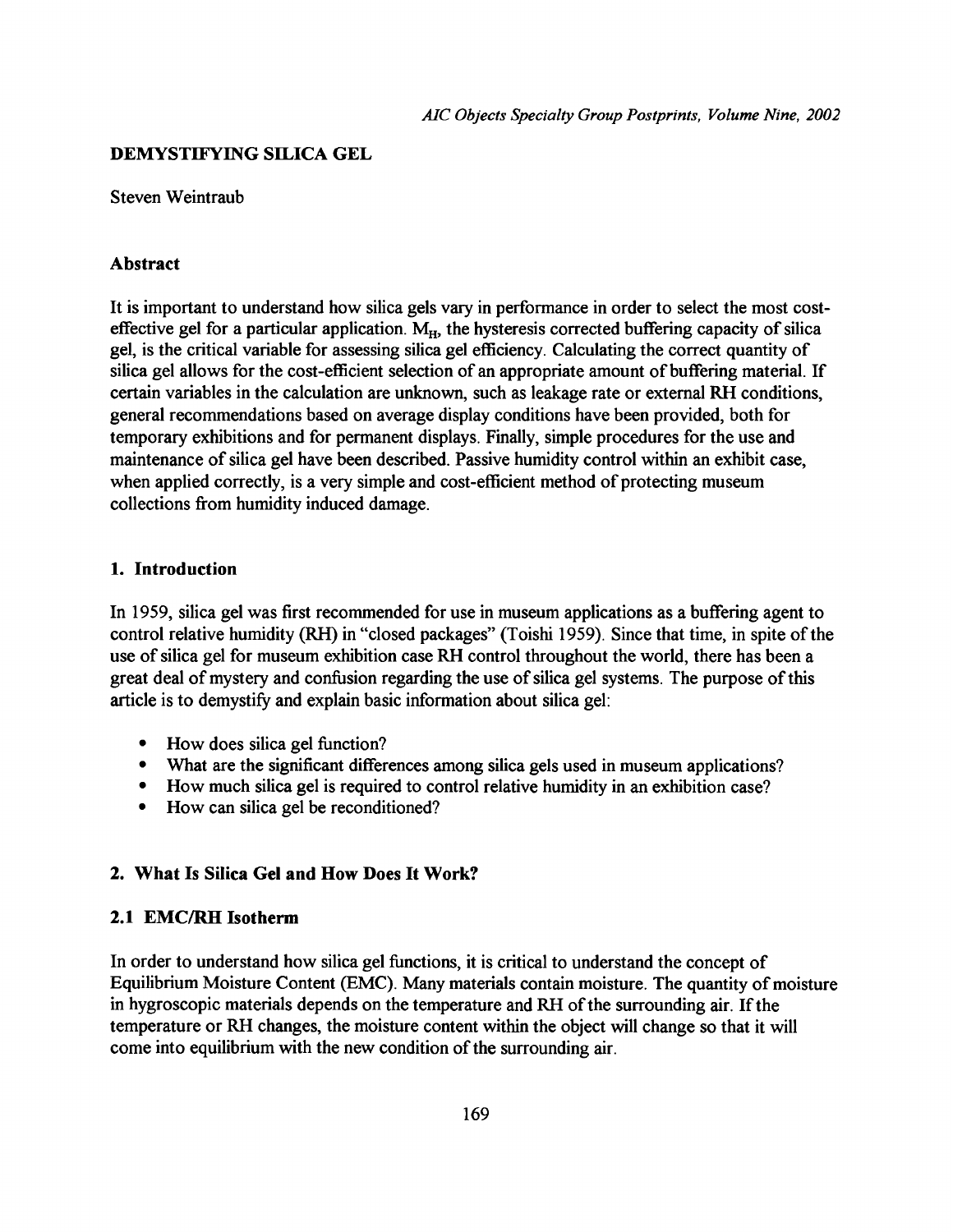# DEMYSTIFYING SILICA GEL

Steven Weintraub

## Abstract

It is important to understand how silica gels vary in performance in order to select the most cost-effective gel for a particular application. $M_H$, the hysteresis corrected buffering capacity of silica gel, is the critical variable for assessing silica gel efficiency. Calculating the correct quantity of silica gel allows for the cost-efficient selection of an appropriate amount of buffering material. If certain variables in the calculation are unknown, such as leakage rate or external RH conditions, general recommendations based on average display conditions have been provided, both for temporary exhibitions and for permanent displays. Finally, simple procedures for the use and maintenance of silica gel have been described. Passive humidity control within an exhibit case, when applied correctly, is a very simple and cost-efficient method of protecting museum collections from humidity induced damage.

## 1. Introduction

In 1959, silica gel was first recommended for use in museum applications as a buffering agent to control relative humidity (RH) in "closed packages" (Toishi 1959). Since that time, in spite of the use of silica gel for museum exhibition case RH control throughout the world, there has been a great deal of mystery and confusion regarding the use of silica gel systems. The purpose of this article is to demystify and explain basic information about silica gel:

- How does silica gel function?
- What are the significant differences among silica gels used in museum applications?
- How much silica gel is required to control relative humidity in an exhibition case?
- How can silica gel be reconditioned?

## 2. What Is Silica Gel and How Does It Work?

### 2.1 EMC/RH Isotherm

In order to understand how silica gel functions, it is critical to understand the concept of Equilibrium Moisture Content (EMC). Many materials contain moisture. The quantity of moisture in hygroscopic materials depends on the temperature and RH of the surrounding air. If the temperature or RH changes, the moisture content within the object will change so that it will come into equilibrium with the new condition of the surrounding air.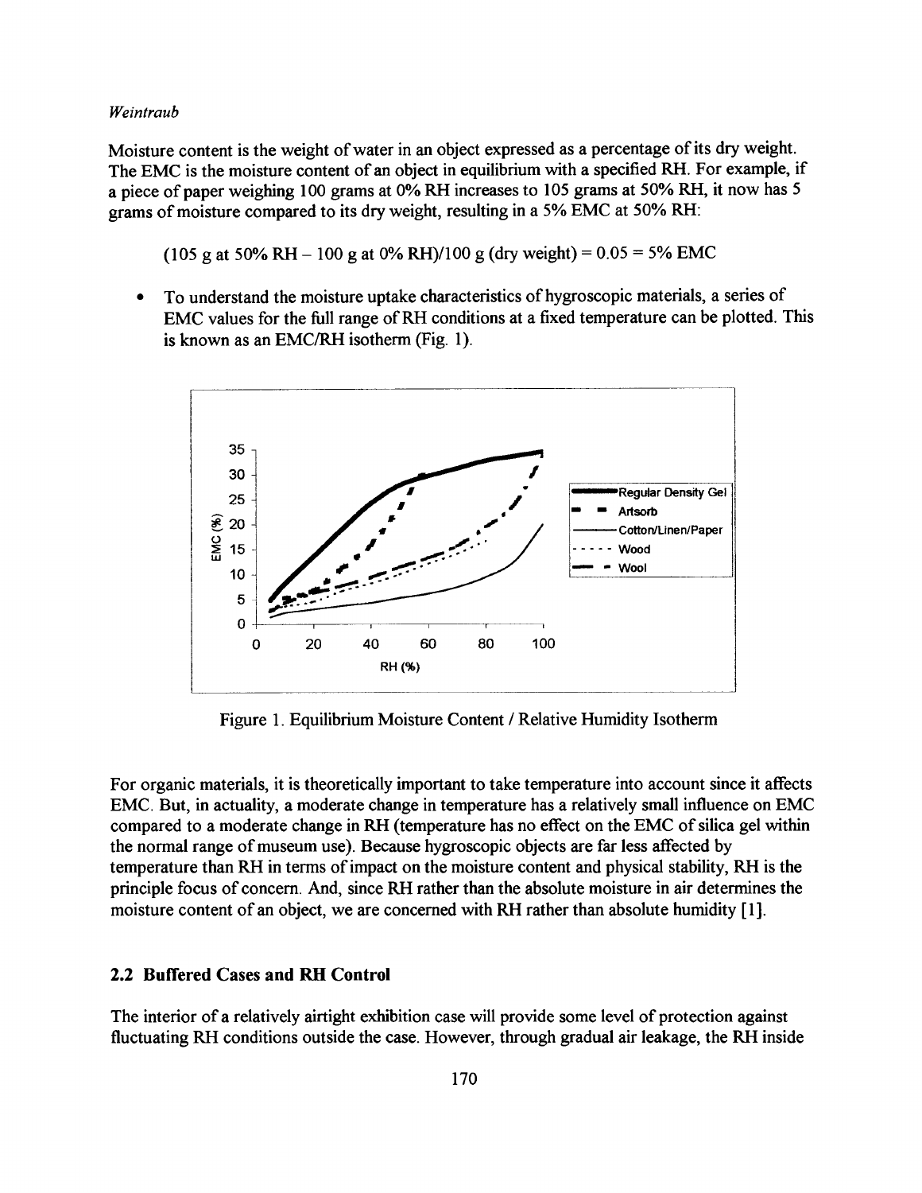Moisture content is the weight of water in an object expressed as a percentage of its dry weight. The EMC is the moisture content of an object in equilibrium with a specified RH. For example, if a piece of paper weighing 100 grams at 0% RH increases to 105 grams at 50% RH, it now has 5 grams of moisture compared to its dry weight, resulting in a 5% EMC at 50% RH:

(105 g at 50% RH – 100 g at 0% RH)/100 g (dry weight) = 0.05 = 5% EMC

- To understand the moisture uptake characteristics of hygroscopic materials, a series of EMC values for the full range of RH conditions at a fixed temperature can be plotted. This is known as an EMC/RH isotherm (Fig. 1).

Figure 1. Equilibrium Moisture Content / Relative Humidity Isotherm

For organic materials, it is theoretically important to take temperature into account since it affects EMC. But, in actuality, a moderate change in temperature has a relatively small influence on EMC compared to a moderate change in RH (temperature has no effect on the EMC of silica gel within the normal range of museum use). Because hygroscopic objects are far less affected by temperature than RH in terms of impact on the moisture content and physical stability, RH is the principle focus of concern. And, since RH rather than the absolute moisture in air determines the moisture content of an object, we are concerned with RH rather than absolute humidity [1].

## 2.2 Buffered Cases and RH Control

The interior of a relatively airtight exhibition case will provide some level of protection against fluctuating RH conditions outside the case. However, through gradual air leakage, the RH inside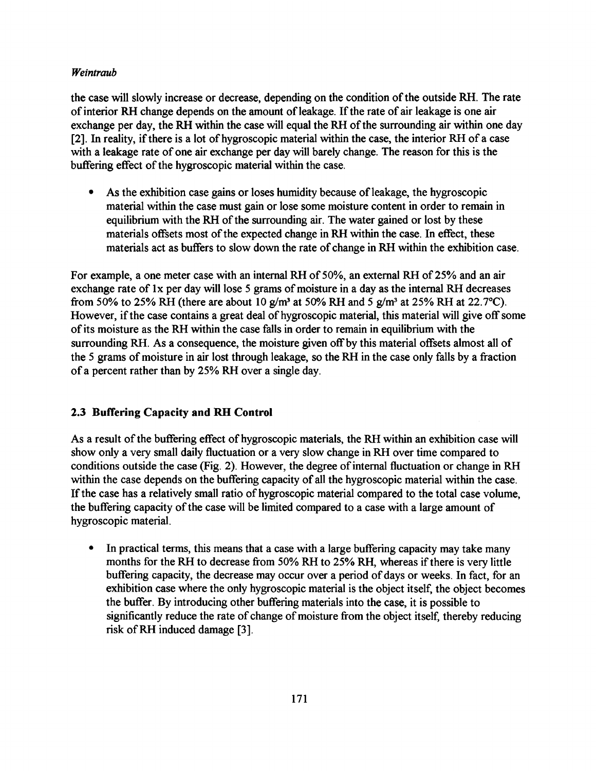the case will slowly increase or decrease, depending on the condition of the outside RH. The rate of interior RH change depends on the amount of leakage. If the rate of air leakage is one air exchange per day, the RH within the case will equal the RH of the surrounding air within one day [2]. In reality, if there is a lot of hygroscopic material within the case, the interior RH of a case with a leakage rate of one air exchange per day will barely change. The reason for this is the buffering effect of the hygroscopic material within the case.

- As the exhibition case gains or loses humidity because of leakage, the hygroscopic material within the case must gain or lose some moisture content in order to remain in equilibrium with the RH of the surrounding air. The water gained or lost by these materials offsets most of the expected change in RH within the case. In effect, these materials act as buffers to slow down the rate of change in RH within the exhibition case.

For example, a one meter case with an internal RH of 50%, an external RH of 25% and an air exchange rate of 1x per day will lose 5 grams of moisture in a day as the internal RH decreases from 50% to 25% RH (there are about 10 $g/m^3$ at 50% RH and 5 $g/m^3$ at 25% RH at 22.7°C). However, if the case contains a great deal of hygroscopic material, this material will give off some of its moisture as the RH within the case falls in order to remain in equilibrium with the surrounding RH. As a consequence, the moisture given off by this material offsets almost all of the 5 grams of moisture in air lost through leakage, so the RH in the case only falls by a fraction of a percent rather than by 25% RH over a single day.

### 2.3 Buffering Capacity and RH Control

As a result of the buffering effect of hygroscopic materials, the RH within an exhibition case will show only a very small daily fluctuation or a very slow change in RH over time compared to conditions outside the case (Fig. 2). However, the degree of internal fluctuation or change in RH within the case depends on the buffering capacity of all the hygroscopic material within the case. If the case has a relatively small ratio of hygroscopic material compared to the total case volume, the buffering capacity of the case will be limited compared to a case with a large amount of hygroscopic material.

- In practical terms, this means that a case with a large buffering capacity may take many months for the RH to decrease from 50% RH to 25% RH, whereas if there is very little buffering capacity, the decrease may occur over a period of days or weeks. In fact, for an exhibition case where the only hygroscopic material is the object itself, the object becomes the buffer. By introducing other buffering materials into the case, it is possible to significantly reduce the rate of change of moisture from the object itself, thereby reducing risk of RH induced damage [3].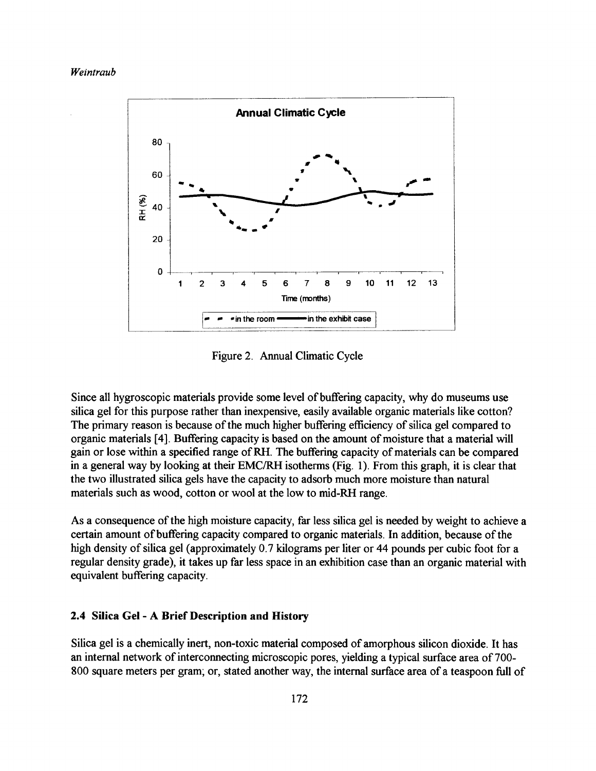Figure 2. Annual Climatic Cycle

Since all hygroscopic materials provide some level of buffering capacity, why do museums use silica gel for this purpose rather than inexpensive, easily available organic materials like cotton? The primary reason is because of the much higher buffering efficiency of silica gel compared to organic materials [4]. Buffering capacity is based on the amount of moisture that a material will gain or lose within a specified range of RH. The buffering capacity of materials can be compared in a general way by looking at their EMC/RH isotherms (Fig. 1). From this graph, it is clear that the two illustrated silica gels have the capacity to adsorb much more moisture than natural materials such as wood, cotton or wool at the low to mid-RH range.

As a consequence of the high moisture capacity, far less silica gel is needed by weight to achieve a certain amount of buffering capacity compared to organic materials. In addition, because of the high density of silica gel (approximately 0.7 kilograms per liter or 44 pounds per cubic foot for a regular density grade), it takes up far less space in an exhibition case than an organic material with equivalent buffering capacity.

### 2.4 Silica Gel - A Brief Description and History

Silica gel is a chemically inert, non-toxic material composed of amorphous silicon dioxide. It has an internal network of interconnecting microscopic pores, yielding a typical surface area of 700-800 square meters per gram; or, stated another way, the internal surface area of a teaspoon full of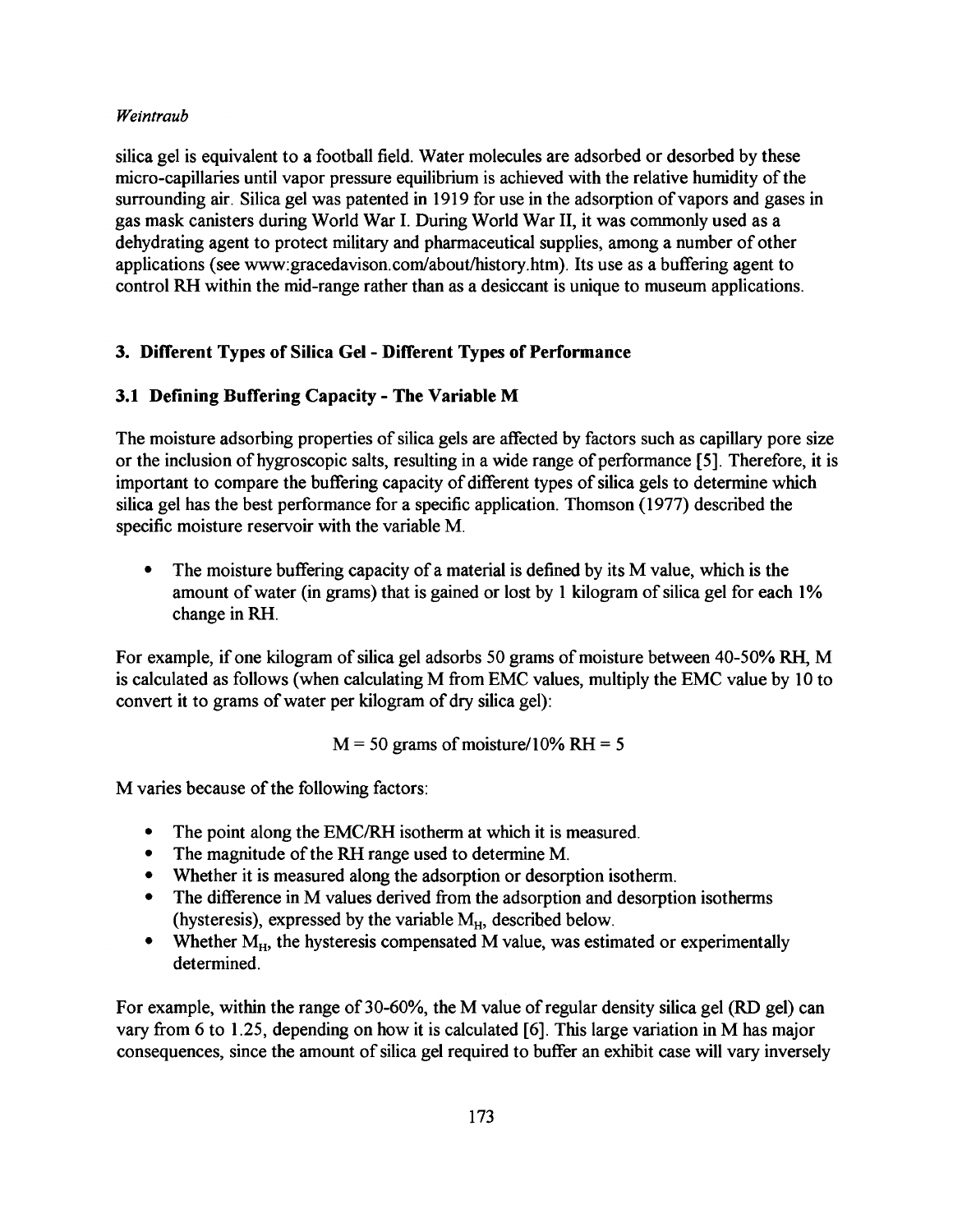silica gel is equivalent to a football field. Water molecules are adsorbed or desorbed by these micro-capillaries until vapor pressure equilibrium is achieved with the relative humidity of the surrounding air. Silica gel was patented in 1919 for use in the adsorption of vapors and gases in gas mask canisters during World War I. During World War II, it was commonly used as a dehydrating agent to protect military and pharmaceutical supplies, among a number of other applications (see www:gracedavison.com/about/history.htm). Its use as a buffering agent to control RH within the mid-range rather than as a desiccant is unique to museum applications.

## 3. Different Types of Silica Gel - Different Types of Performance

### 3.1 Defining Buffering Capacity - The Variable M

The moisture adsorbing properties of silica gels are affected by factors such as capillary pore size or the inclusion of hygroscopic salts, resulting in a wide range of performance [5]. Therefore, it is important to compare the buffering capacity of different types of silica gels to determine which silica gel has the best performance for a specific application. Thomson (1977) described the specific moisture reservoir with the variable M.

- The moisture buffering capacity of a material is defined by its M value, which is the amount of water (in grams) that is gained or lost by 1 kilogram of silica gel for each 1% change in RH.

For example, if one kilogram of silica gel adsorbs 50 grams of moisture between 40-50% RH, M is calculated as follows (when calculating M from EMC values, multiply the EMC value by 10 to convert it to grams of water per kilogram of dry silica gel):

$$M = 50 \text{ grams of moisture}/10\% \text{ RH} = 5$$

M varies because of the following factors:

- The point along the EMC/RH isotherm at which it is measured.
- The magnitude of the RH range used to determine M.
- Whether it is measured along the adsorption or desorption isotherm.
- The difference in M values derived from the adsorption and desorption isotherms (hysteresis), expressed by the variable $M_H$, described below.
- Whether $M_H$, the hysteresis compensated M value, was estimated or experimentally determined.

For example, within the range of 30-60%, the M value of regular density silica gel (RD gel) can vary from 6 to 1.25, depending on how it is calculated [6]. This large variation in M has major consequences, since the amount of silica gel required to buffer an exhibit case will vary inversely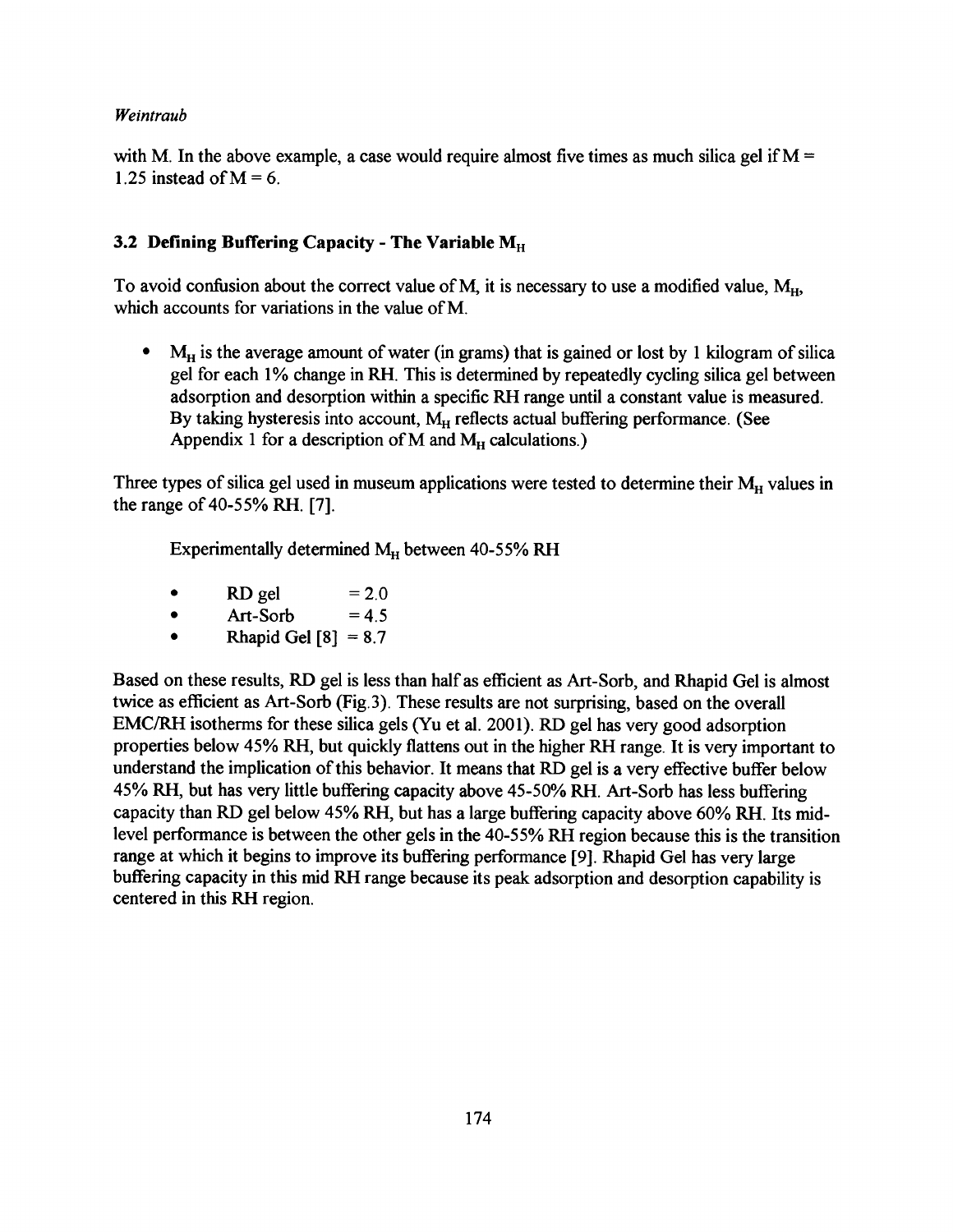with M. In the above example, a case would require almost five times as much silica gel if M = 1.25 instead of M = 6.

### 3.2 Defining Buffering Capacity - The Variable $M_H$

To avoid confusion about the correct value of M, it is necessary to use a modified value, $M_H$, which accounts for variations in the value of M.

- $M_H$ is the average amount of water (in grams) that is gained or lost by 1 kilogram of silica gel for each 1% change in RH. This is determined by repeatedly cycling silica gel between adsorption and desorption within a specific RH range until a constant value is measured. By taking hysteresis into account, $M_H$ reflects actual buffering performance. (See Appendix 1 for a description of M and $M_H$ calculations.)

Three types of silica gel used in museum applications were tested to determine their $M_H$ values in the range of 40-55% RH. [7].

Experimentally determined $M_H$ between 40-55% RH

- RD gel = 2.0
- Art-Sorb = 4.5
- Rhapid Gel [8] = 8.7

Based on these results, RD gel is less than half as efficient as Art-Sorb, and Rhapid Gel is almost twice as efficient as Art-Sorb (Fig.3). These results are not surprising, based on the overall EMC/RH isotherms for these silica gels (Yu et al. 2001). RD gel has very good adsorption properties below 45% RH, but quickly flattens out in the higher RH range. It is very important to understand the implication of this behavior. It means that RD gel is a very effective buffer below 45% RH, but has very little buffering capacity above 45-50% RH. Art-Sorb has less buffering capacity than RD gel below 45% RH, but has a large buffering capacity above 60% RH. Its mid-level performance is between the other gels in the 40-55% RH region because this is the transition range at which it begins to improve its buffering performance [9]. Rhapid Gel has very large buffering capacity in this mid RH range because its peak adsorption and desorption capability is centered in this RH region.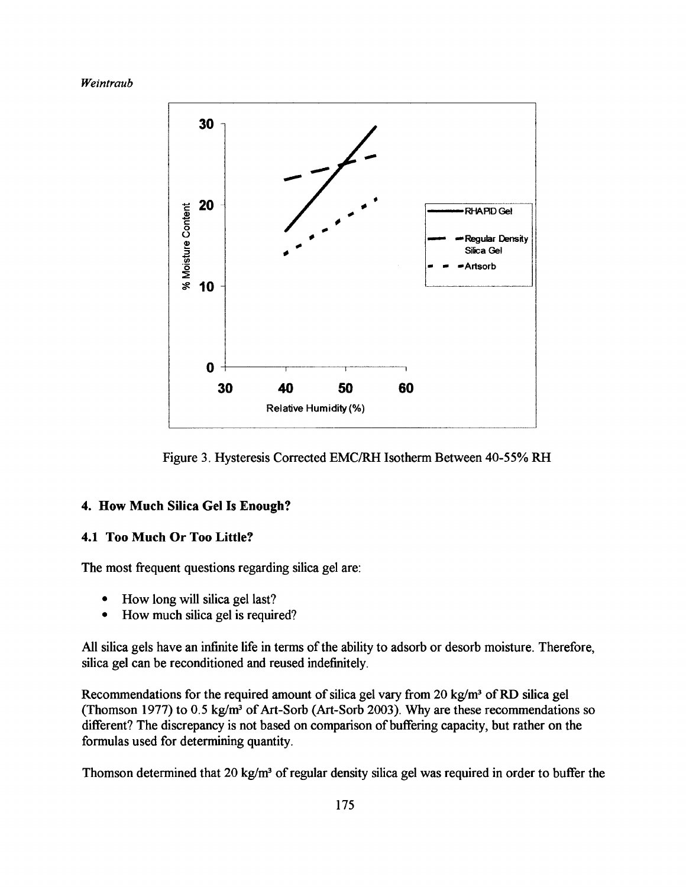Figure 3. Hysteresis Corrected EMC/RH Isotherm Between 40-55% RH

## 4. How Much Silica Gel Is Enough?

### 4.1 Too Much Or Too Little?

The most frequent questions regarding silica gel are:

- How long will silica gel last?
- How much silica gel is required?

All silica gels have an infinite life in terms of the ability to adsorb or desorb moisture. Therefore, silica gel can be reconditioned and reused indefinitely.

Recommendations for the required amount of silica gel vary from 20 kg/m³ of RD silica gel (Thomson 1977) to 0.5 kg/m³ of Art-Sorb (Art-Sorb 2003). Why are these recommendations so different? The discrepancy is not based on comparison of buffering capacity, but rather on the formulas used for determining quantity.

Thomson determined that 20 kg/m³ of regular density silica gel was required in order to buffer the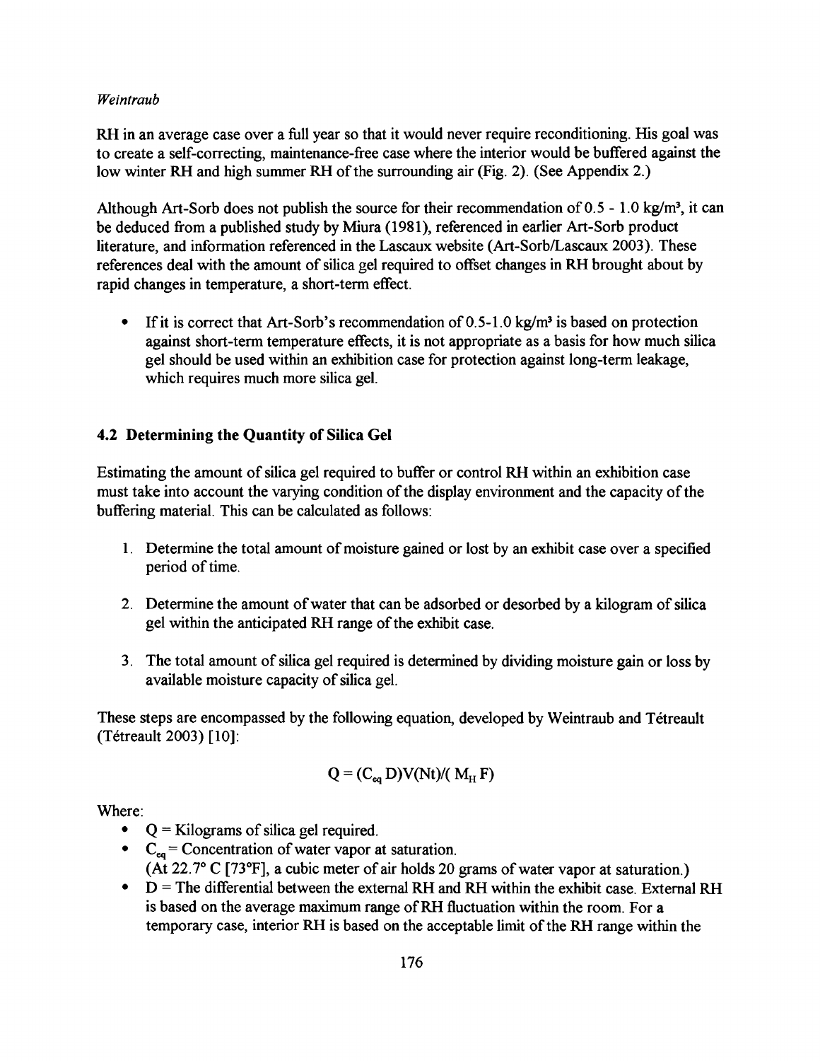RH in an average case over a full year so that it would never require reconditioning. His goal was to create a self-correcting, maintenance-free case where the interior would be buffered against the low winter RH and high summer RH of the surrounding air (Fig. 2). (See Appendix 2.)

Although Art-Sorb does not publish the source for their recommendation of 0.5 - 1.0 kg/m³, it can be deduced from a published study by Miura (1981), referenced in earlier Art-Sorb product literature, and information referenced in the Lascaux website (Art-Sorb/Lascaux 2003). These references deal with the amount of silica gel required to offset changes in RH brought about by rapid changes in temperature, a short-term effect.

- If it is correct that Art-Sorb's recommendation of 0.5-1.0 kg/m³ is based on protection against short-term temperature effects, it is not appropriate as a basis for how much silica gel should be used within an exhibition case for protection against long-term leakage, which requires much more silica gel.

### 4.2 Determining the Quantity of Silica Gel

Estimating the amount of silica gel required to buffer or control RH within an exhibition case must take into account the varying condition of the display environment and the capacity of the buffering material. This can be calculated as follows:

1. Determine the total amount of moisture gained or lost by an exhibit case over a specified period of time.

2. Determine the amount of water that can be adsorbed or desorbed by a kilogram of silica gel within the anticipated RH range of the exhibit case.

3. The total amount of silica gel required is determined by dividing moisture gain or loss by available moisture capacity of silica gel.

These steps are encompassed by the following equation, developed by Weintraub and Tétreault (Tétreault 2003) [10]:

$$Q = (C_{eq}\,D)V(Nt)/(M_H\,F)$$

Where:

- $Q$ = Kilograms of silica gel required.
- $C_{eq}$ = Concentration of water vapor at saturation.
  (At 22.7° C [73°F], a cubic meter of air holds 20 grams of water vapor at saturation.)
- $D$ = The differential between the external RH and RH within the exhibit case. External RH is based on the average maximum range of RH fluctuation within the room. For a temporary case, interior RH is based on the acceptable limit of the RH range within the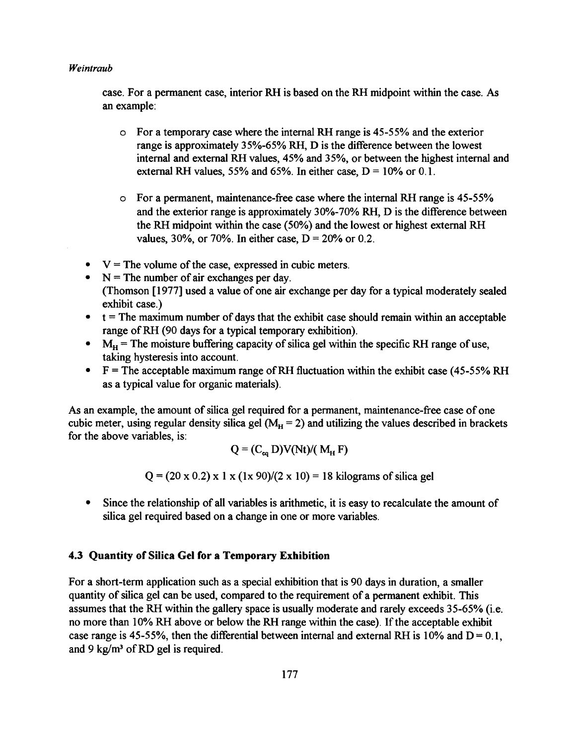case. For a permanent case, interior RH is based on the RH midpoint within the case. As an example:

  - For a temporary case where the internal RH range is 45-55% and the exterior range is approximately 35%-65% RH, D is the difference between the lowest internal and external RH values, 45% and 35%, or between the highest internal and external RH values, 55% and 65%. In either case, D = 10% or 0.1.

  - For a permanent, maintenance-free case where the internal RH range is 45-55% and the exterior range is approximately 30%-70% RH, D is the difference between the RH midpoint within the case (50%) and the lowest or highest external RH values, 30%, or 70%. In either case, D = 20% or 0.2.

- V = The volume of the case, expressed in cubic meters.
- N = The number of air exchanges per day. (Thomson [1977] used a value of one air exchange per day for a typical moderately sealed exhibit case.)
- t = The maximum number of days that the exhibit case should remain within an acceptable range of RH (90 days for a typical temporary exhibition).
- $M_H$ = The moisture buffering capacity of silica gel within the specific RH range of use, taking hysteresis into account.
- F = The acceptable maximum range of RH fluctuation within the exhibit case (45-55% RH as a typical value for organic materials).

As an example, the amount of silica gel required for a permanent, maintenance-free case of one cubic meter, using regular density silica gel ($M_H = 2$) and utilizing the values described in brackets for the above variables, is:

$$Q = (C_{eq}\, D)V(Nt)/(M_H\, F)$$

$$Q = (20 \times 0.2) \times 1 \times (1 \times 90)/(2 \times 10) = 18 \text{ kilograms of silica gel}$$

- Since the relationship of all variables is arithmetic, it is easy to recalculate the amount of silica gel required based on a change in one or more variables.

### 4.3 Quantity of Silica Gel for a Temporary Exhibition

For a short-term application such as a special exhibition that is 90 days in duration, a smaller quantity of silica gel can be used, compared to the requirement of a permanent exhibit. This assumes that the RH within the gallery space is usually moderate and rarely exceeds 35-65% (i.e. no more than 10% RH above or below the RH range within the case). If the acceptable exhibit case range is 45-55%, then the differential between internal and external RH is 10% and D = 0.1, and 9 $kg/m^3$ of RD gel is required.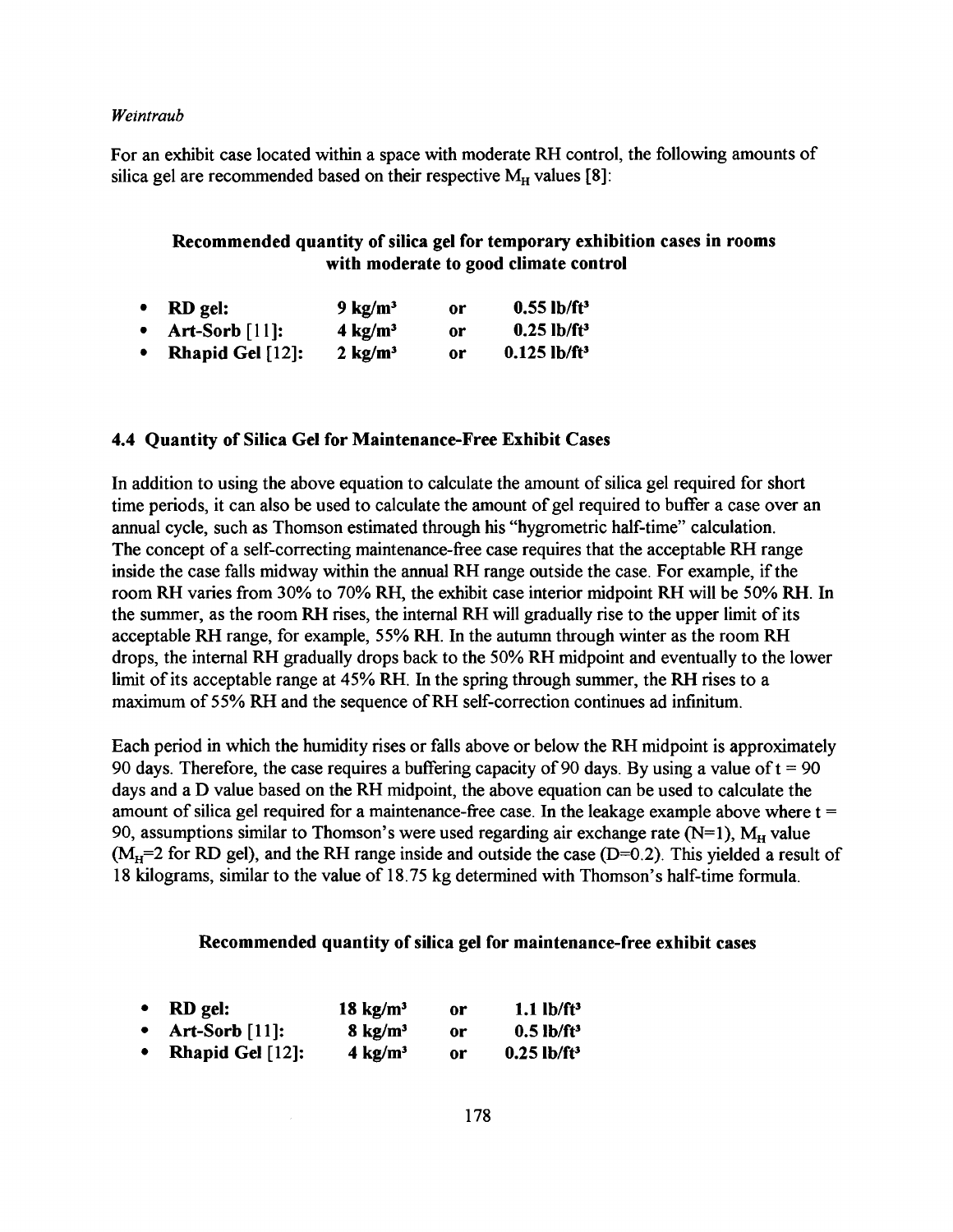For an exhibit case located within a space with moderate RH control, the following amounts of silica gel are recommended based on their respective $M_H$ values [8]:

**Recommended quantity of silica gel for temporary exhibition cases in rooms with moderate to good climate control**

- **RD gel:** **9 kg/m³** **or** **0.55 lb/ft³**
- **Art-Sorb** [11]**:** **4 kg/m³** **or** **0.25 lb/ft³**
- **Rhapid Gel** [12]**:** **2 kg/m³** **or** **0.125 lb/ft³**

### 4.4 Quantity of Silica Gel for Maintenance-Free Exhibit Cases

In addition to using the above equation to calculate the amount of silica gel required for short time periods, it can also be used to calculate the amount of gel required to buffer a case over an annual cycle, such as Thomson estimated through his "hygrometric half-time" calculation. The concept of a self-correcting maintenance-free case requires that the acceptable RH range inside the case falls midway within the annual RH range outside the case. For example, if the room RH varies from 30% to 70% RH, the exhibit case interior midpoint RH will be 50% RH. In the summer, as the room RH rises, the internal RH will gradually rise to the upper limit of its acceptable RH range, for example, 55% RH. In the autumn through winter as the room RH drops, the internal RH gradually drops back to the 50% RH midpoint and eventually to the lower limit of its acceptable range at 45% RH. In the spring through summer, the RH rises to a maximum of 55% RH and the sequence of RH self-correction continues ad infinitum.

Each period in which the humidity rises or falls above or below the RH midpoint is approximately 90 days. Therefore, the case requires a buffering capacity of 90 days. By using a value of $t = 90$ days and a D value based on the RH midpoint, the above equation can be used to calculate the amount of silica gel required for a maintenance-free case. In the leakage example above where $t = 90$, assumptions similar to Thomson's were used regarding air exchange rate ($N=1$), $M_H$ value ($M_H=2$ for RD gel), and the RH range inside and outside the case ($D=0.2$). This yielded a result of 18 kilograms, similar to the value of 18.75 kg determined with Thomson's half-time formula.

**Recommended quantity of silica gel for maintenance-free exhibit cases**

- **RD gel:** **18 kg/m³** **or** **1.1 lb/ft³**
- **Art-Sorb** [11]**:** **8 kg/m³** **or** **0.5 lb/ft³**
- **Rhapid Gel** [12]**:** **4 kg/m³** **or** **0.25 lb/ft³**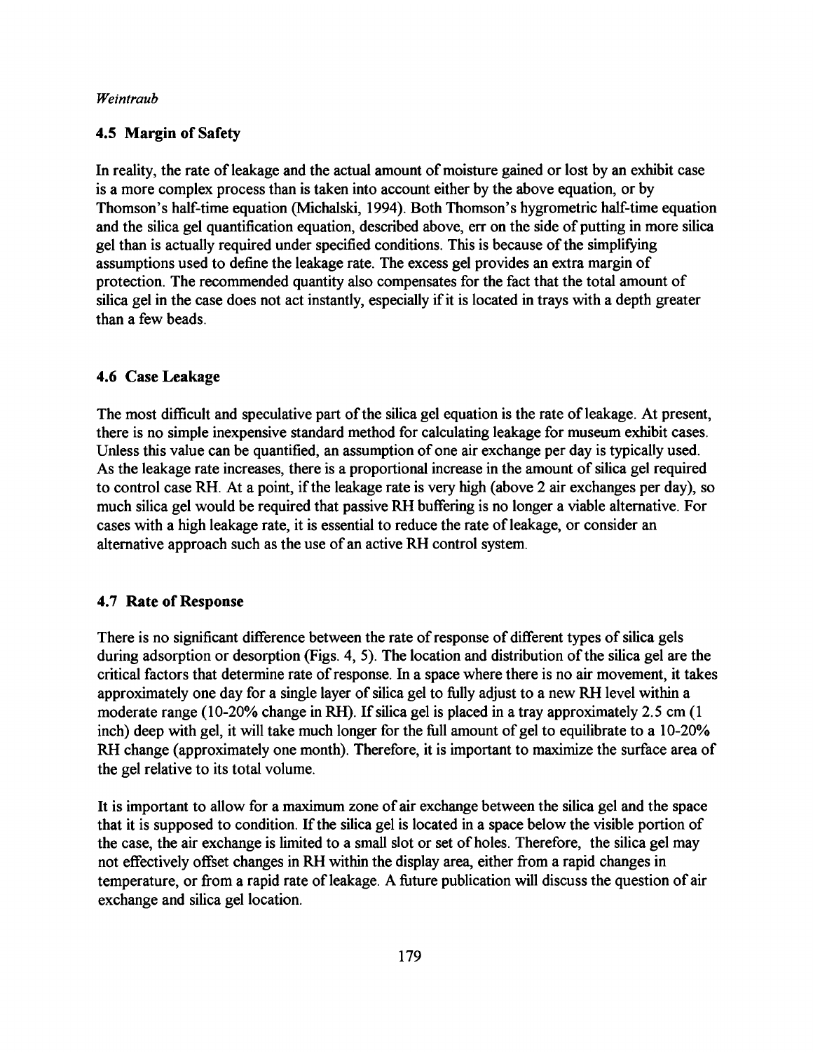### 4.5 Margin of Safety

In reality, the rate of leakage and the actual amount of moisture gained or lost by an exhibit case is a more complex process than is taken into account either by the above equation, or by Thomson's half-time equation (Michalski, 1994). Both Thomson's hygrometric half-time equation and the silica gel quantification equation, described above, err on the side of putting in more silica gel than is actually required under specified conditions. This is because of the simplifying assumptions used to define the leakage rate. The excess gel provides an extra margin of protection. The recommended quantity also compensates for the fact that the total amount of silica gel in the case does not act instantly, especially if it is located in trays with a depth greater than a few beads.

### 4.6 Case Leakage

The most difficult and speculative part of the silica gel equation is the rate of leakage. At present, there is no simple inexpensive standard method for calculating leakage for museum exhibit cases. Unless this value can be quantified, an assumption of one air exchange per day is typically used. As the leakage rate increases, there is a proportional increase in the amount of silica gel required to control case RH. At a point, if the leakage rate is very high (above 2 air exchanges per day), so much silica gel would be required that passive RH buffering is no longer a viable alternative. For cases with a high leakage rate, it is essential to reduce the rate of leakage, or consider an alternative approach such as the use of an active RH control system.

### 4.7 Rate of Response

There is no significant difference between the rate of response of different types of silica gels during adsorption or desorption (Figs. 4, 5). The location and distribution of the silica gel are the critical factors that determine rate of response. In a space where there is no air movement, it takes approximately one day for a single layer of silica gel to fully adjust to a new RH level within a moderate range (10-20% change in RH). If silica gel is placed in a tray approximately 2.5 cm (1 inch) deep with gel, it will take much longer for the full amount of gel to equilibrate to a 10-20% RH change (approximately one month). Therefore, it is important to maximize the surface area of the gel relative to its total volume.

It is important to allow for a maximum zone of air exchange between the silica gel and the space that it is supposed to condition. If the silica gel is located in a space below the visible portion of the case, the air exchange is limited to a small slot or set of holes. Therefore, the silica gel may not effectively offset changes in RH within the display area, either from a rapid changes in temperature, or from a rapid rate of leakage. A future publication will discuss the question of air exchange and silica gel location.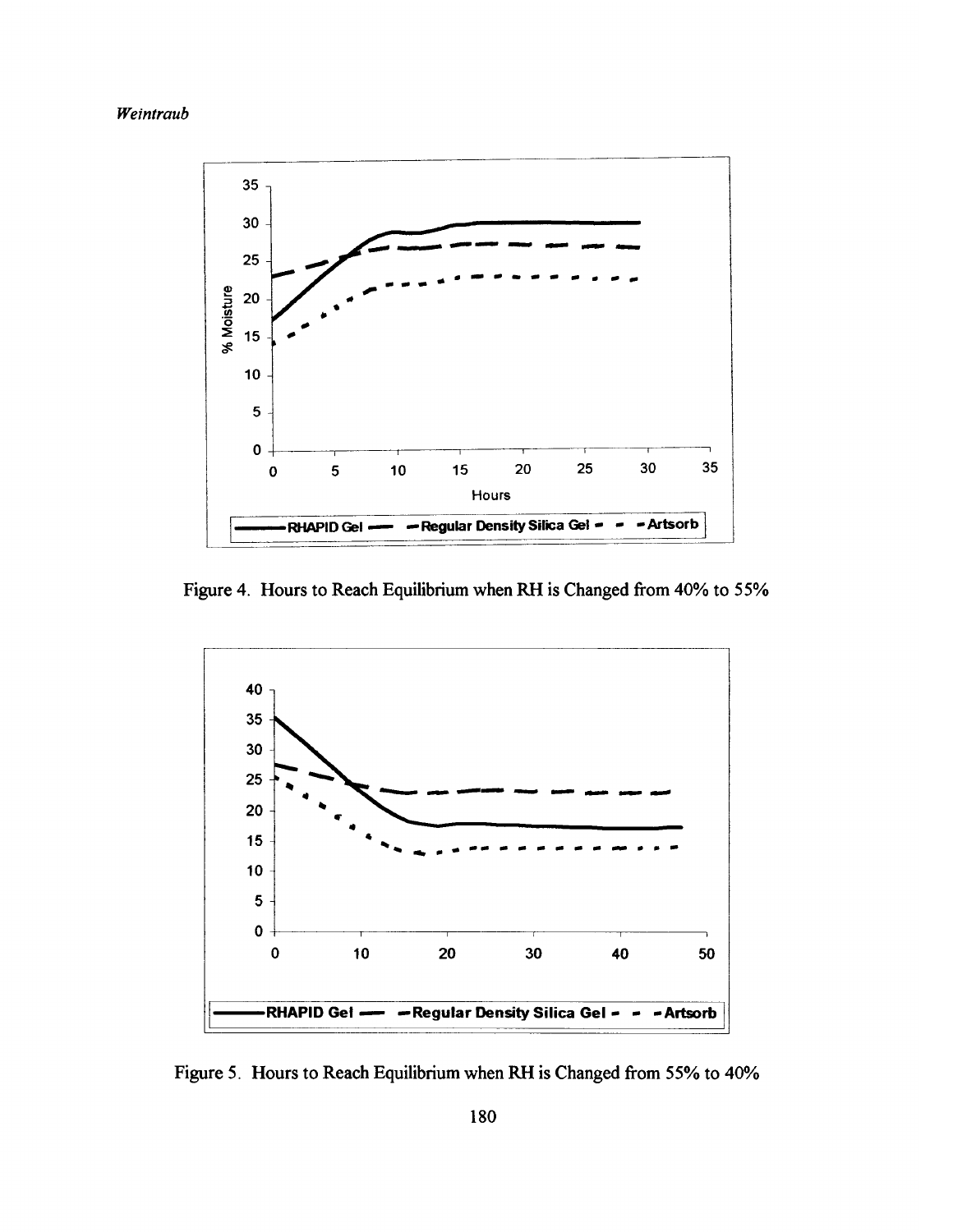Figure 4. Hours to Reach Equilibrium when RH is Changed from 40% to 55%

Figure 5. Hours to Reach Equilibrium when RH is Changed from 55% to 40%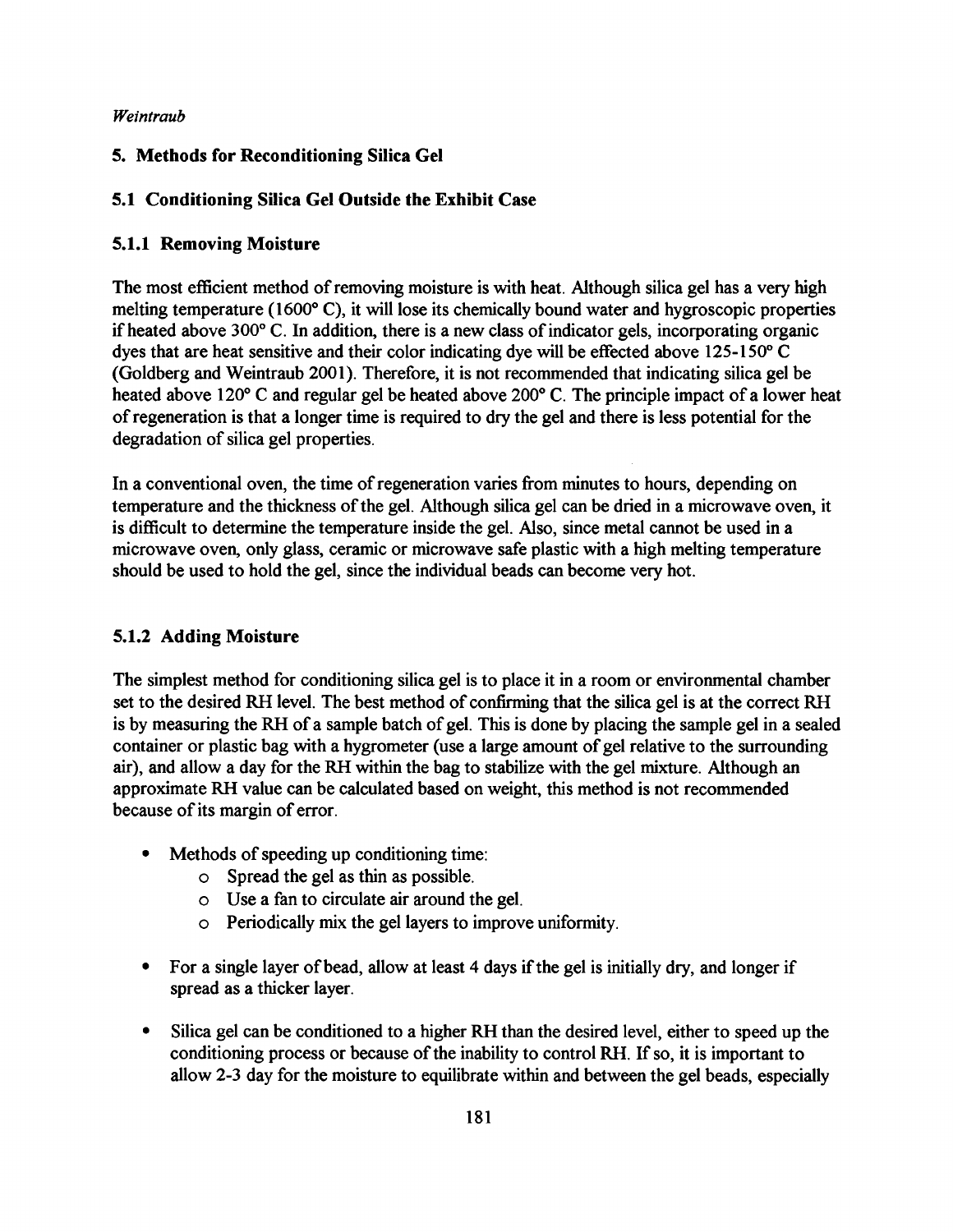## 5. Methods for Reconditioning Silica Gel

### 5.1 Conditioning Silica Gel Outside the Exhibit Case

#### 5.1.1 Removing Moisture

The most efficient method of removing moisture is with heat. Although silica gel has a very high melting temperature (1600° C), it will lose its chemically bound water and hygroscopic properties if heated above 300° C. In addition, there is a new class of indicator gels, incorporating organic dyes that are heat sensitive and their color indicating dye will be effected above 125-150° C (Goldberg and Weintraub 2001). Therefore, it is not recommended that indicating silica gel be heated above 120° C and regular gel be heated above 200° C. The principle impact of a lower heat of regeneration is that a longer time is required to dry the gel and there is less potential for the degradation of silica gel properties.

In a conventional oven, the time of regeneration varies from minutes to hours, depending on temperature and the thickness of the gel. Although silica gel can be dried in a microwave oven, it is difficult to determine the temperature inside the gel. Also, since metal cannot be used in a microwave oven, only glass, ceramic or microwave safe plastic with a high melting temperature should be used to hold the gel, since the individual beads can become very hot.

#### 5.1.2 Adding Moisture

The simplest method for conditioning silica gel is to place it in a room or environmental chamber set to the desired RH level. The best method of confirming that the silica gel is at the correct RH is by measuring the RH of a sample batch of gel. This is done by placing the sample gel in a sealed container or plastic bag with a hygrometer (use a large amount of gel relative to the surrounding air), and allow a day for the RH within the bag to stabilize with the gel mixture. Although an approximate RH value can be calculated based on weight, this method is not recommended because of its margin of error.

- Methods of speeding up conditioning time:
  - Spread the gel as thin as possible.
  - Use a fan to circulate air around the gel.
  - Periodically mix the gel layers to improve uniformity.
- For a single layer of bead, allow at least 4 days if the gel is initially dry, and longer if spread as a thicker layer.
- Silica gel can be conditioned to a higher RH than the desired level, either to speed up the conditioning process or because of the inability to control RH. If so, it is important to allow 2-3 day for the moisture to equilibrate within and between the gel beads, especially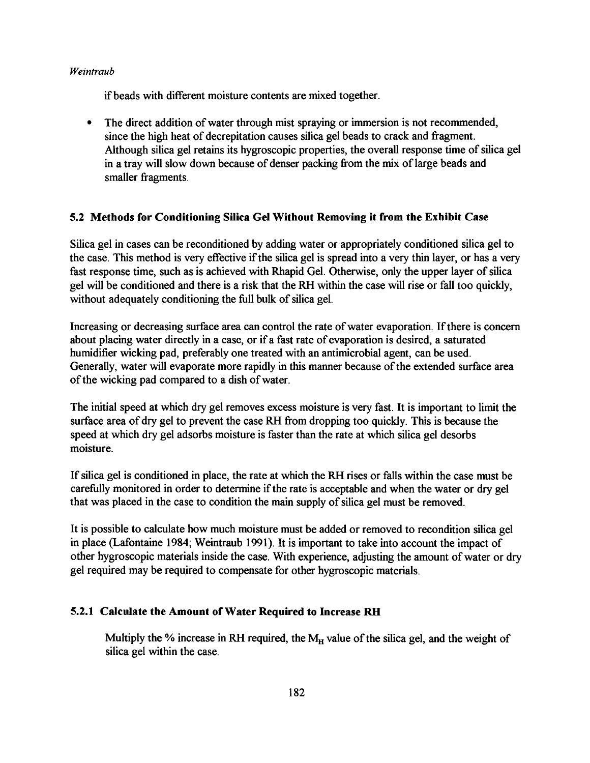if beads with different moisture contents are mixed together.

- The direct addition of water through mist spraying or immersion is not recommended, since the high heat of decrepitation causes silica gel beads to crack and fragment. Although silica gel retains its hygroscopic properties, the overall response time of silica gel in a tray will slow down because of denser packing from the mix of large beads and smaller fragments.

### 5.2 Methods for Conditioning Silica Gel Without Removing it from the Exhibit Case

Silica gel in cases can be reconditioned by adding water or appropriately conditioned silica gel to the case. This method is very effective if the silica gel is spread into a very thin layer, or has a very fast response time, such as is achieved with Rhapid Gel. Otherwise, only the upper layer of silica gel will be conditioned and there is a risk that the RH within the case will rise or fall too quickly, without adequately conditioning the full bulk of silica gel.

Increasing or decreasing surface area can control the rate of water evaporation. If there is concern about placing water directly in a case, or if a fast rate of evaporation is desired, a saturated humidifier wicking pad, preferably one treated with an antimicrobial agent, can be used. Generally, water will evaporate more rapidly in this manner because of the extended surface area of the wicking pad compared to a dish of water.

The initial speed at which dry gel removes excess moisture is very fast. It is important to limit the surface area of dry gel to prevent the case RH from dropping too quickly. This is because the speed at which dry gel adsorbs moisture is faster than the rate at which silica gel desorbs moisture.

If silica gel is conditioned in place, the rate at which the RH rises or falls within the case must be carefully monitored in order to determine if the rate is acceptable and when the water or dry gel that was placed in the case to condition the main supply of silica gel must be removed.

It is possible to calculate how much moisture must be added or removed to recondition silica gel in place (Lafontaine 1984; Weintraub 1991). It is important to take into account the impact of other hygroscopic materials inside the case. With experience, adjusting the amount of water or dry gel required may be required to compensate for other hygroscopic materials.

#### 5.2.1 Calculate the Amount of Water Required to Increase RH

Multiply the % increase in RH required, the $M_H$ value of the silica gel, and the weight of silica gel within the case.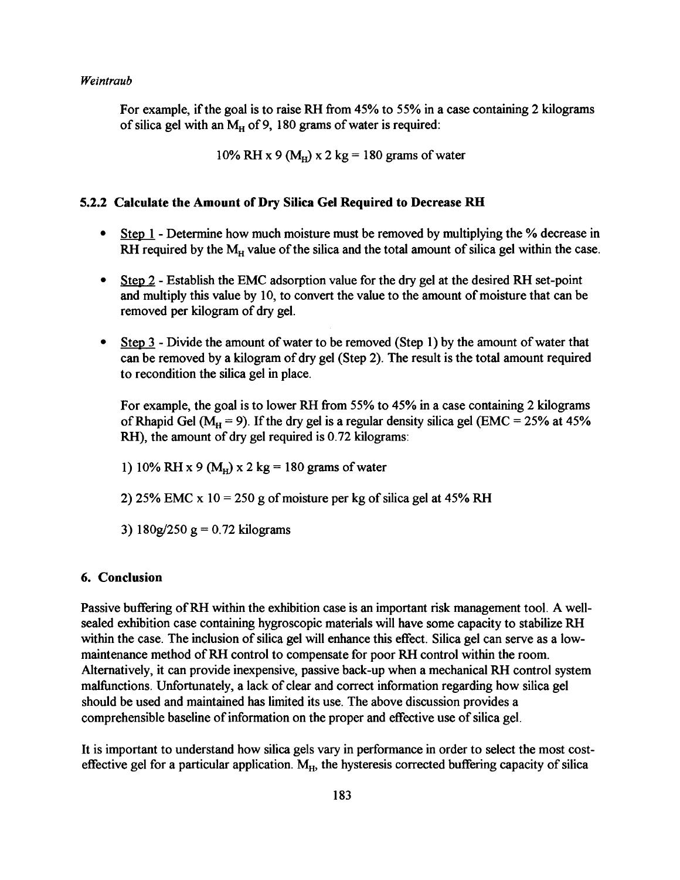For example, if the goal is to raise RH from 45% to 55% in a case containing 2 kilograms of silica gel with an $M_H$ of 9, 180 grams of water is required:

$$10\% \text{ RH} \times 9 \ (M_H) \times 2 \text{ kg} = 180 \text{ grams of water}$$

### 5.2.2 Calculate the Amount of Dry Silica Gel Required to Decrease RH

- Step 1 - Determine how much moisture must be removed by multiplying the % decrease in RH required by the $M_H$ value of the silica and the total amount of silica gel within the case.
- Step 2 - Establish the EMC adsorption value for the dry gel at the desired RH set-point and multiply this value by 10, to convert the value to the amount of moisture that can be removed per kilogram of dry gel.
- Step 3 - Divide the amount of water to be removed (Step 1) by the amount of water that can be removed by a kilogram of dry gel (Step 2). The result is the total amount required to recondition the silica gel in place.

For example, the goal is to lower RH from 55% to 45% in a case containing 2 kilograms of Rhapid Gel ($M_H = 9$). If the dry gel is a regular density silica gel (EMC = 25% at 45% RH), the amount of dry gel required is 0.72 kilograms:

1) 10% RH x 9 ($M_H$) x 2 kg = 180 grams of water

2) 25% EMC x 10 = 250 g of moisture per kg of silica gel at 45% RH

3) 180g/250 g = 0.72 kilograms

## 6. Conclusion

Passive buffering of RH within the exhibition case is an important risk management tool. A well-sealed exhibition case containing hygroscopic materials will have some capacity to stabilize RH within the case. The inclusion of silica gel will enhance this effect. Silica gel can serve as a low-maintenance method of RH control to compensate for poor RH control within the room. Alternatively, it can provide inexpensive, passive back-up when a mechanical RH control system malfunctions. Unfortunately, a lack of clear and correct information regarding how silica gel should be used and maintained has limited its use. The above discussion provides a comprehensible baseline of information on the proper and effective use of silica gel.

It is important to understand how silica gels vary in performance in order to select the most cost-effective gel for a particular application. $M_H$, the hysteresis corrected buffering capacity of silica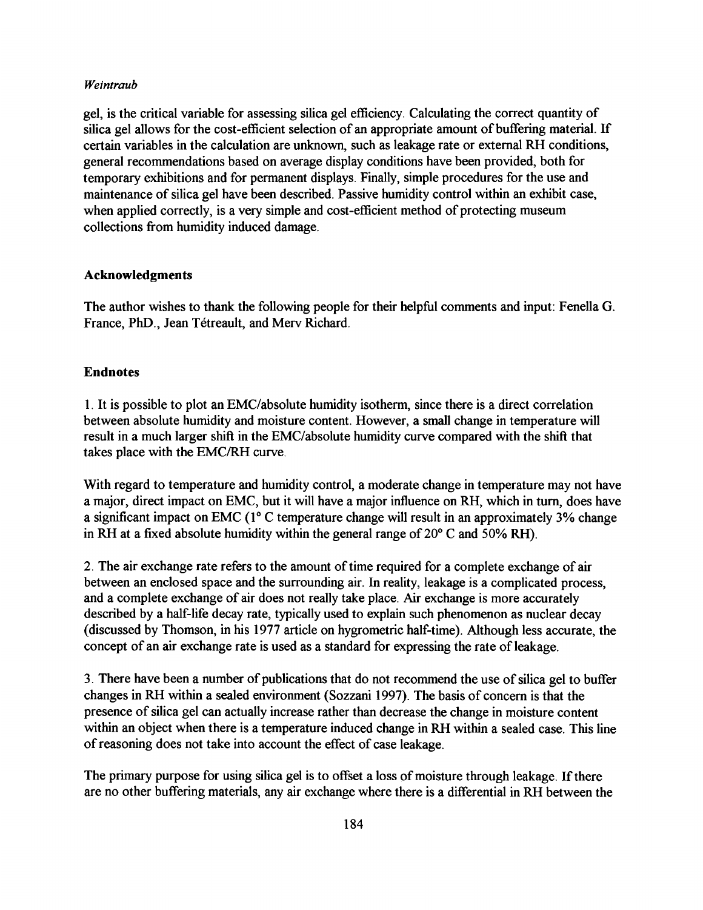gel, is the critical variable for assessing silica gel efficiency. Calculating the correct quantity of silica gel allows for the cost-efficient selection of an appropriate amount of buffering material. If certain variables in the calculation are unknown, such as leakage rate or external RH conditions, general recommendations based on average display conditions have been provided, both for temporary exhibitions and for permanent displays. Finally, simple procedures for the use and maintenance of silica gel have been described. Passive humidity control within an exhibit case, when applied correctly, is a very simple and cost-efficient method of protecting museum collections from humidity induced damage.

## Acknowledgments

The author wishes to thank the following people for their helpful comments and input: Fenella G. France, PhD., Jean Tétreault, and Merv Richard.

## Endnotes

1. It is possible to plot an EMC/absolute humidity isotherm, since there is a direct correlation between absolute humidity and moisture content. However, a small change in temperature will result in a much larger shift in the EMC/absolute humidity curve compared with the shift that takes place with the EMC/RH curve.

With regard to temperature and humidity control, a moderate change in temperature may not have a major, direct impact on EMC, but it will have a major influence on RH, which in turn, does have a significant impact on EMC (1° C temperature change will result in an approximately 3% change in RH at a fixed absolute humidity within the general range of 20° C and 50% RH).

2. The air exchange rate refers to the amount of time required for a complete exchange of air between an enclosed space and the surrounding air. In reality, leakage is a complicated process, and a complete exchange of air does not really take place. Air exchange is more accurately described by a half-life decay rate, typically used to explain such phenomenon as nuclear decay (discussed by Thomson, in his 1977 article on hygrometric half-time). Although less accurate, the concept of an air exchange rate is used as a standard for expressing the rate of leakage.

3. There have been a number of publications that do not recommend the use of silica gel to buffer changes in RH within a sealed environment (Sozzani 1997). The basis of concern is that the presence of silica gel can actually increase rather than decrease the change in moisture content within an object when there is a temperature induced change in RH within a sealed case. This line of reasoning does not take into account the effect of case leakage.

The primary purpose for using silica gel is to offset a loss of moisture through leakage. If there are no other buffering materials, any air exchange where there is a differential in RH between the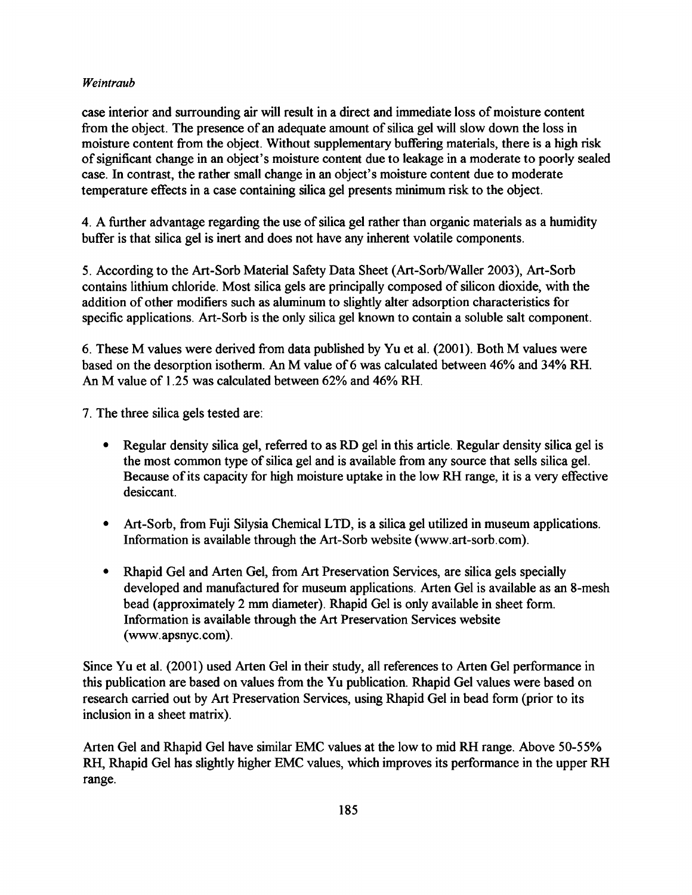case interior and surrounding air will result in a direct and immediate loss of moisture content from the object. The presence of an adequate amount of silica gel will slow down the loss in moisture content from the object. Without supplementary buffering materials, there is a high risk of significant change in an object's moisture content due to leakage in a moderate to poorly sealed case. In contrast, the rather small change in an object's moisture content due to moderate temperature effects in a case containing silica gel presents minimum risk to the object.

4. A further advantage regarding the use of silica gel rather than organic materials as a humidity buffer is that silica gel is inert and does not have any inherent volatile components.

5. According to the Art-Sorb Material Safety Data Sheet (Art-Sorb/Waller 2003), Art-Sorb contains lithium chloride. Most silica gels are principally composed of silicon dioxide, with the addition of other modifiers such as aluminum to slightly alter adsorption characteristics for specific applications. Art-Sorb is the only silica gel known to contain a soluble salt component.

6. These M values were derived from data published by Yu et al. (2001). Both M values were based on the desorption isotherm. An M value of 6 was calculated between 46% and 34% RH. An M value of 1.25 was calculated between 62% and 46% RH.

7. The three silica gels tested are:

- Regular density silica gel, referred to as RD gel in this article. Regular density silica gel is the most common type of silica gel and is available from any source that sells silica gel. Because of its capacity for high moisture uptake in the low RH range, it is a very effective desiccant.
- Art-Sorb, from Fuji Silysia Chemical LTD, is a silica gel utilized in museum applications. Information is available through the Art-Sorb website (www.art-sorb.com).
- Rhapid Gel and Arten Gel, from Art Preservation Services, are silica gels specially developed and manufactured for museum applications. Arten Gel is available as an 8-mesh bead (approximately 2 mm diameter). Rhapid Gel is only available in sheet form. Information is available through the Art Preservation Services website (www.apsnyc.com).

Since Yu et al. (2001) used Arten Gel in their study, all references to Arten Gel performance in this publication are based on values from the Yu publication. Rhapid Gel values were based on research carried out by Art Preservation Services, using Rhapid Gel in bead form (prior to its inclusion in a sheet matrix).

Arten Gel and Rhapid Gel have similar EMC values at the low to mid RH range. Above 50-55% RH, Rhapid Gel has slightly higher EMC values, which improves its performance in the upper RH range.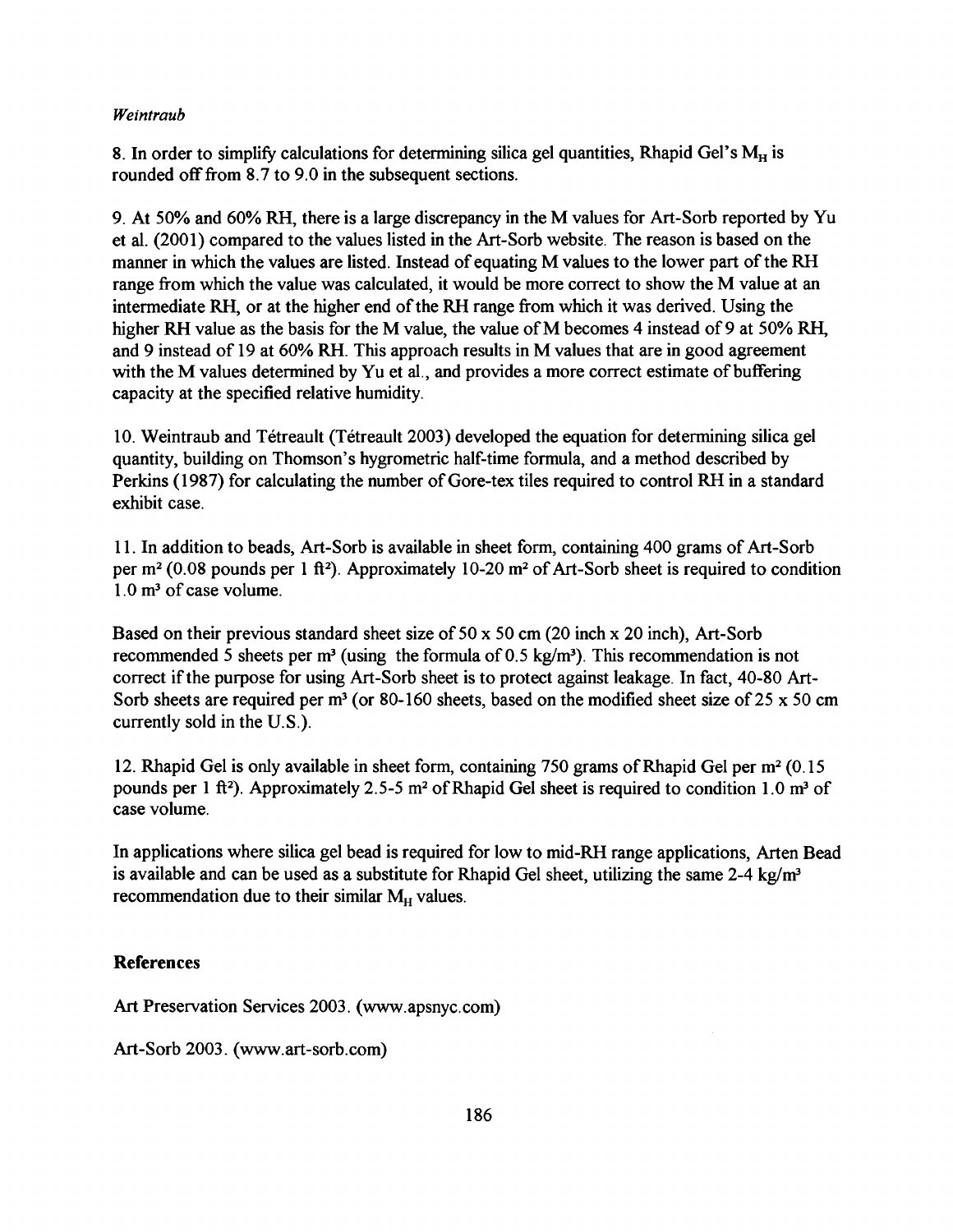8. In order to simplify calculations for determining silica gel quantities, Rhapid Gel's $M_H$ is rounded off from 8.7 to 9.0 in the subsequent sections.

9. At 50% and 60% RH, there is a large discrepancy in the M values for Art-Sorb reported by Yu et al. (2001) compared to the values listed in the Art-Sorb website. The reason is based on the manner in which the values are listed. Instead of equating M values to the lower part of the RH range from which the value was calculated, it would be more correct to show the M value at an intermediate RH, or at the higher end of the RH range from which it was derived. Using the higher RH value as the basis for the M value, the value of M becomes 4 instead of 9 at 50% RH, and 9 instead of 19 at 60% RH. This approach results in M values that are in good agreement with the M values determined by Yu et al., and provides a more correct estimate of buffering capacity at the specified relative humidity.

10. Weintraub and Tétreault (Tétreault 2003) developed the equation for determining silica gel quantity, building on Thomson's hygrometric half-time formula, and a method described by Perkins (1987) for calculating the number of Gore-tex tiles required to control RH in a standard exhibit case.

11. In addition to beads, Art-Sorb is available in sheet form, containing 400 grams of Art-Sorb per $m^2$ (0.08 pounds per 1 $ft^2$). Approximately 10-20 $m^2$ of Art-Sorb sheet is required to condition 1.0 $m^3$ of case volume.

Based on their previous standard sheet size of 50 x 50 cm (20 inch x 20 inch), Art-Sorb recommended 5 sheets per $m^3$ (using the formula of 0.5 $kg/m^3$). This recommendation is not correct if the purpose for using Art-Sorb sheet is to protect against leakage. In fact, 40-80 Art-Sorb sheets are required per $m^3$ (or 80-160 sheets, based on the modified sheet size of 25 x 50 cm currently sold in the U.S.).

12. Rhapid Gel is only available in sheet form, containing 750 grams of Rhapid Gel per $m^2$ (0.15 pounds per 1 $ft^2$). Approximately 2.5-5 $m^2$ of Rhapid Gel sheet is required to condition 1.0 $m^3$ of case volume.

In applications where silica gel bead is required for low to mid-RH range applications, Arten Bead is available and can be used as a substitute for Rhapid Gel sheet, utilizing the same 2-4 $kg/m^3$ recommendation due to their similar $M_H$ values.

## References

Art Preservation Services 2003. (www.apsnyc.com)

Art-Sorb 2003. (www.art-sorb.com)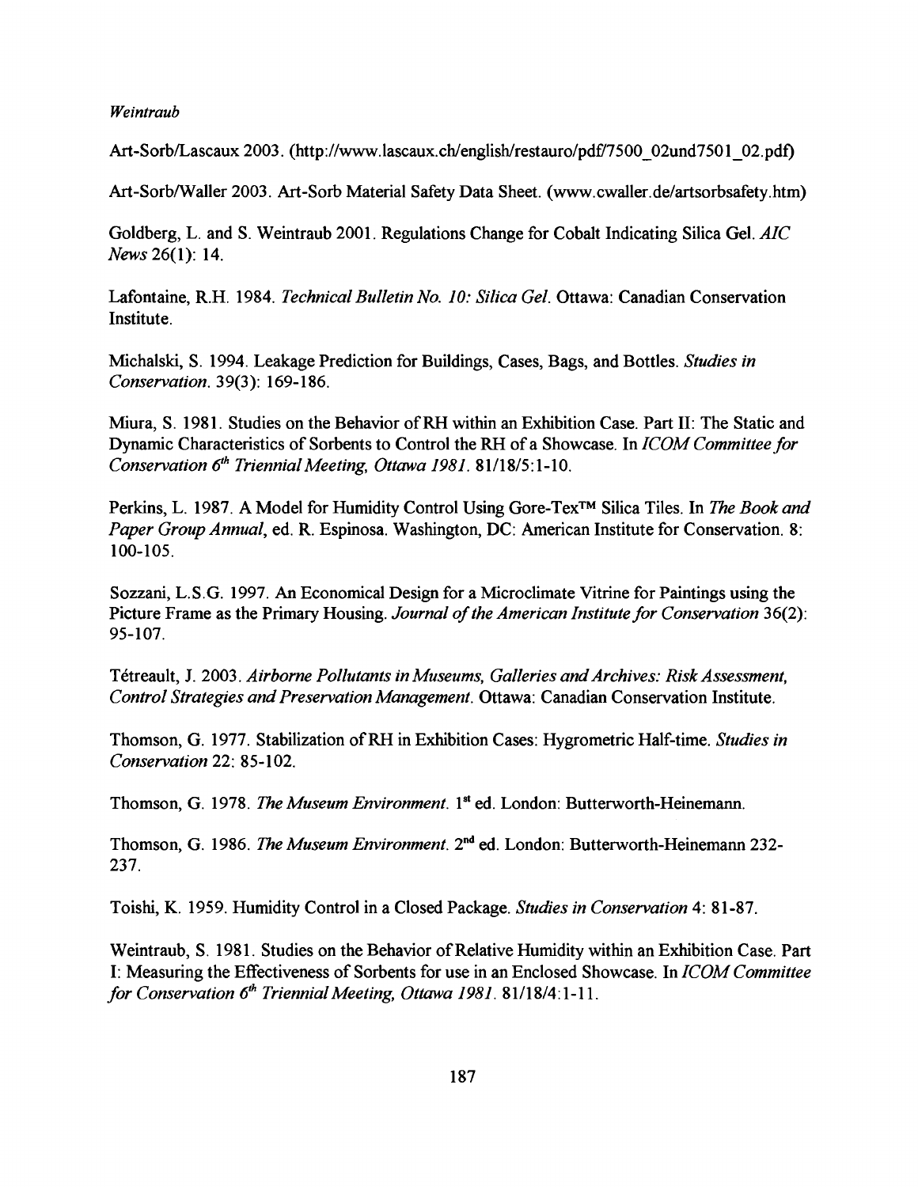Art-Sorb/Lascaux 2003. (http://www.lascaux.ch/english/restauro/pdf/7500_02und7501_02.pdf)

Art-Sorb/Waller 2003. Art-Sorb Material Safety Data Sheet. (www.cwaller.de/artsorbsafety.htm)

Goldberg, L. and S. Weintraub 2001. Regulations Change for Cobalt Indicating Silica Gel. *AIC News* 26(1): 14.

Lafontaine, R.H. 1984. *Technical Bulletin No. 10: Silica Gel*. Ottawa: Canadian Conservation Institute.

Michalski, S. 1994. Leakage Prediction for Buildings, Cases, Bags, and Bottles. *Studies in Conservation*. 39(3): 169-186.

Miura, S. 1981. Studies on the Behavior of RH within an Exhibition Case. Part II: The Static and Dynamic Characteristics of Sorbents to Control the RH of a Showcase. In *ICOM Committee for Conservation 6th Triennial Meeting, Ottawa 1981*. 81/18/5:1-10.

Perkins, L. 1987. A Model for Humidity Control Using Gore-Tex™ Silica Tiles. In *The Book and Paper Group Annual*, ed. R. Espinosa. Washington, DC: American Institute for Conservation. 8: 100-105.

Sozzani, L.S.G. 1997. An Economical Design for a Microclimate Vitrine for Paintings using the Picture Frame as the Primary Housing. *Journal of the American Institute for Conservation* 36(2): 95-107.

Tétreault, J. 2003. *Airborne Pollutants in Museums, Galleries and Archives: Risk Assessment, Control Strategies and Preservation Management*. Ottawa: Canadian Conservation Institute.

Thomson, G. 1977. Stabilization of RH in Exhibition Cases: Hygrometric Half-time. *Studies in Conservation* 22: 85-102.

Thomson, G. 1978. *The Museum Environment*. 1st ed. London: Butterworth-Heinemann.

Thomson, G. 1986. *The Museum Environment*. 2nd ed. London: Butterworth-Heinemann 232-237.

Toishi, K. 1959. Humidity Control in a Closed Package. *Studies in Conservation* 4: 81-87.

Weintraub, S. 1981. Studies on the Behavior of Relative Humidity within an Exhibition Case. Part I: Measuring the Effectiveness of Sorbents for use in an Enclosed Showcase. In *ICOM Committee for Conservation 6th Triennial Meeting, Ottawa 1981*. 81/18/4:1-11.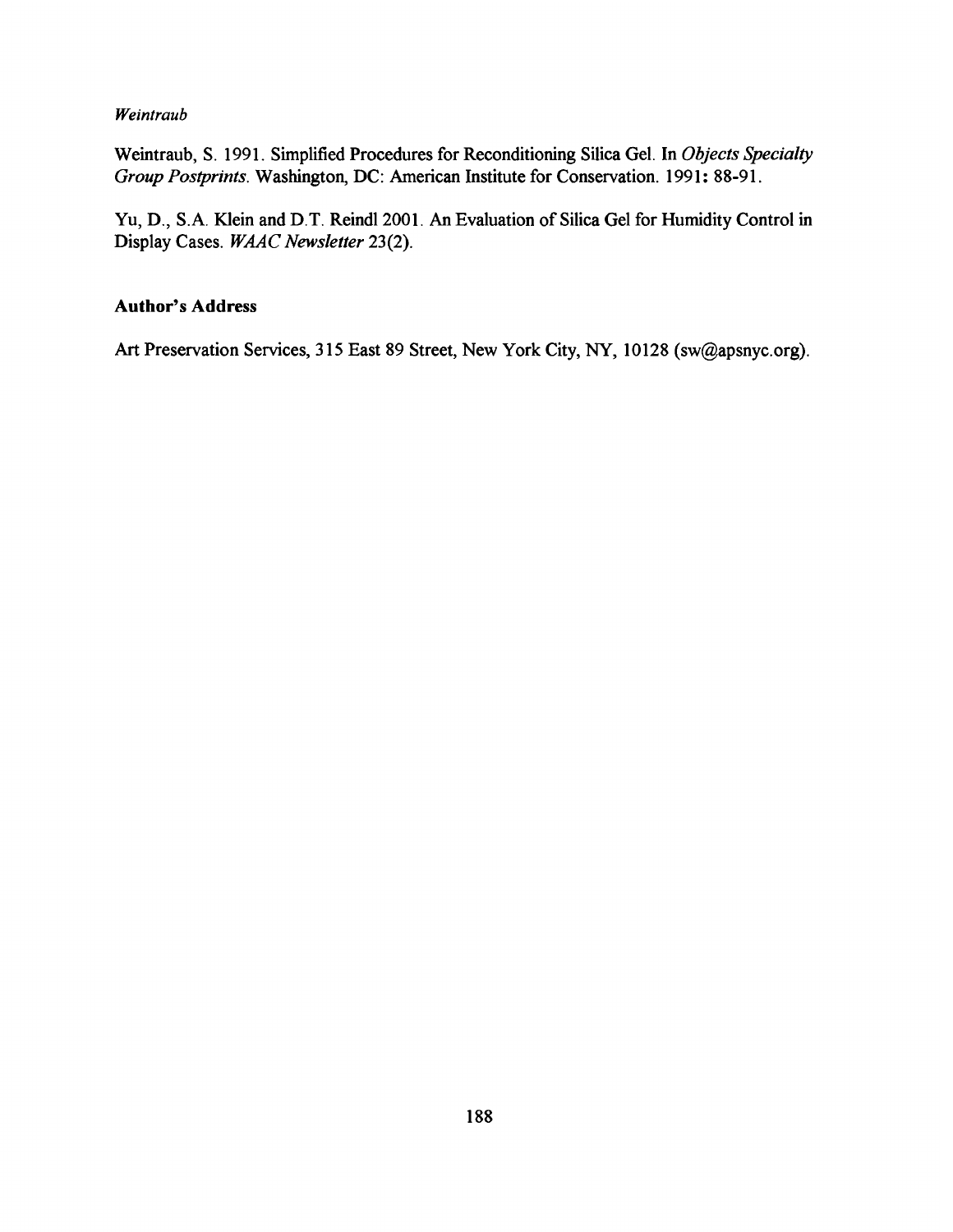Weintraub, S. 1991. Simplified Procedures for Reconditioning Silica Gel. In *Objects Specialty Group Postprints*. Washington, DC: American Institute for Conservation. 1991**:** 88-91.

Yu, D., S.A. Klein and D.T. Reindl 2001. An Evaluation of Silica Gel for Humidity Control in Display Cases. *WAAC Newsletter* 23(2).

### Author's Address

Art Preservation Services, 315 East 89 Street, New York City, NY, 10128 (sw@apsnyc.org).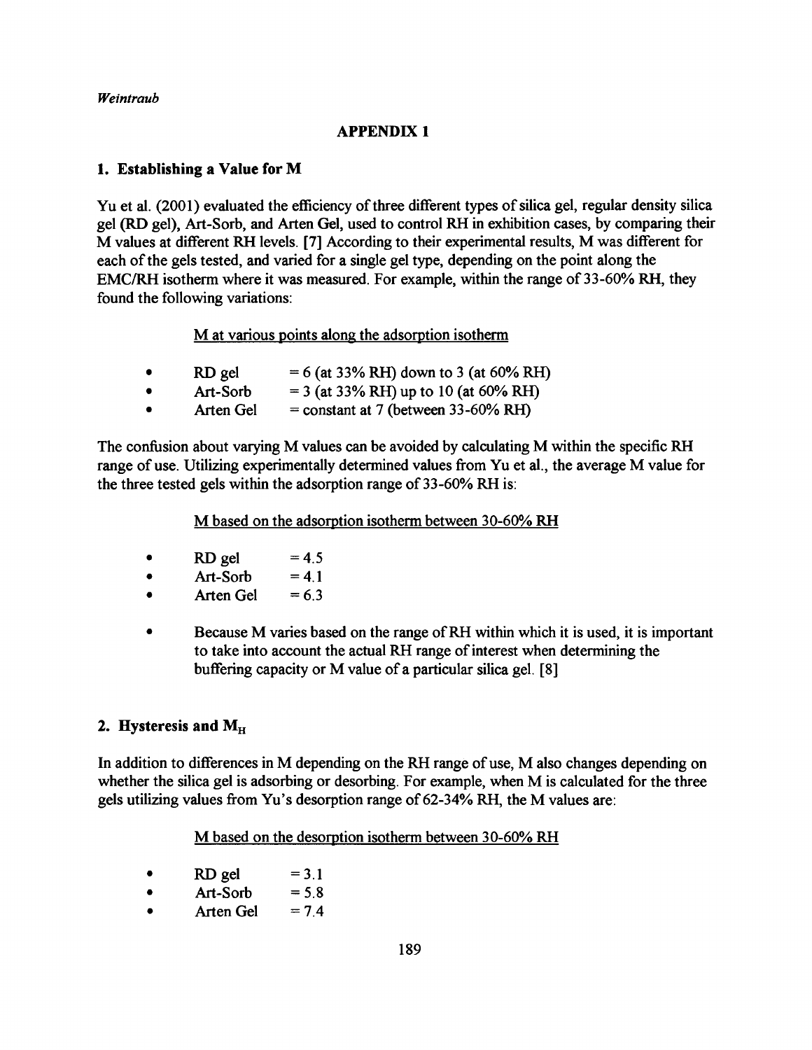## APPENDIX 1

### 1. Establishing a Value for M

Yu et al. (2001) evaluated the efficiency of three different types of silica gel, regular density silica gel (RD gel), Art-Sorb, and Arten Gel, used to control RH in exhibition cases, by comparing their M values at different RH levels. [7] According to their experimental results, M was different for each of the gels tested, and varied for a single gel type, depending on the point along the EMC/RH isotherm where it was measured. For example, within the range of 33-60% RH, they found the following variations:

<u>M at various points along the adsorption isotherm</u>

- RD gel = 6 (at 33% RH) down to 3 (at 60% RH)
- Art-Sorb = 3 (at 33% RH) up to 10 (at 60% RH)
- Arten Gel = constant at 7 (between 33-60% RH)

The confusion about varying M values can be avoided by calculating M within the specific RH range of use. Utilizing experimentally determined values from Yu et al., the average M value for the three tested gels within the adsorption range of 33-60% RH is:

<u>M based on the adsorption isotherm between 30-60% RH</u>

- RD gel = 4.5
- Art-Sorb = 4.1
- Arten Gel = 6.3

- Because M varies based on the range of RH within which it is used, it is important to take into account the actual RH range of interest when determining the buffering capacity or M value of a particular silica gel. [8]

### 2. Hysteresis and $M_H$

In addition to differences in M depending on the RH range of use, M also changes depending on whether the silica gel is adsorbing or desorbing. For example, when M is calculated for the three gels utilizing values from Yu's desorption range of 62-34% RH, the M values are:

<u>M based on the desorption isotherm between 30-60% RH</u>

- RD gel = 3.1
- Art-Sorb = 5.8
- Arten Gel = 7.4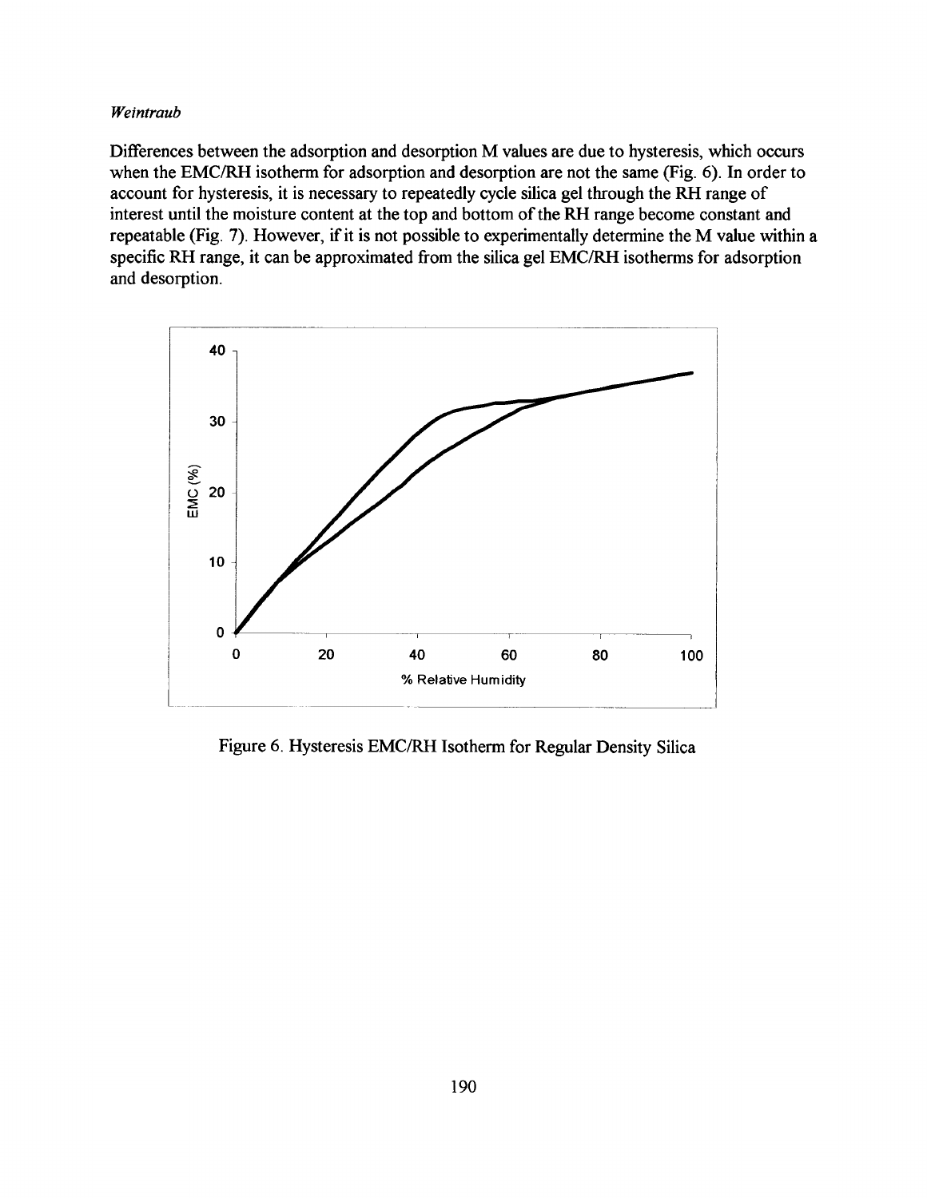Differences between the adsorption and desorption M values are due to hysteresis, which occurs when the EMC/RH isotherm for adsorption and desorption are not the same (Fig. 6). In order to account for hysteresis, it is necessary to repeatedly cycle silica gel through the RH range of interest until the moisture content at the top and bottom of the RH range become constant and repeatable (Fig. 7). However, if it is not possible to experimentally determine the M value within a specific RH range, it can be approximated from the silica gel EMC/RH isotherms for adsorption and desorption.

Figure 6. Hysteresis EMC/RH Isotherm for Regular Density Silica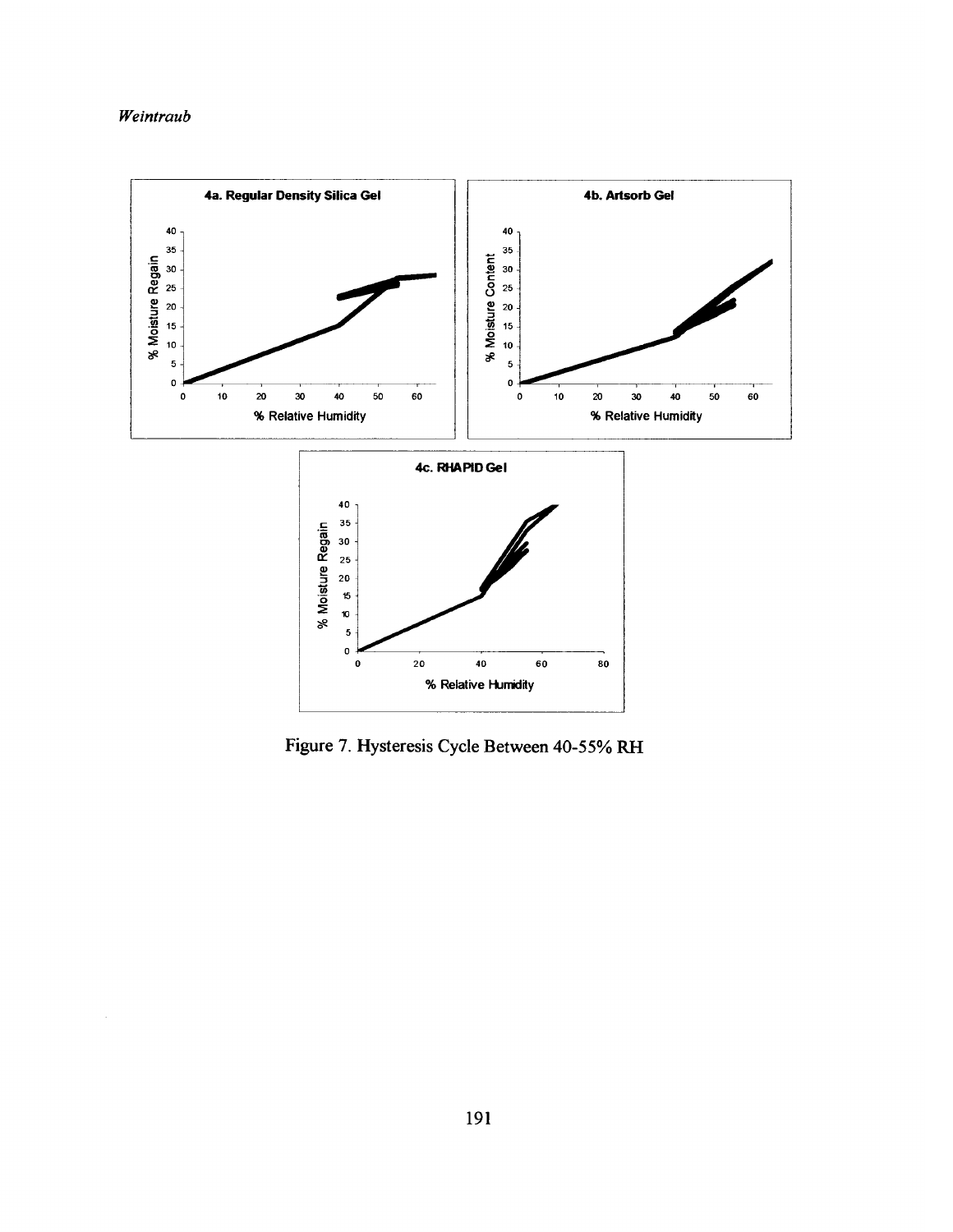Figure 7. Hysteresis Cycle Between 40-55% RH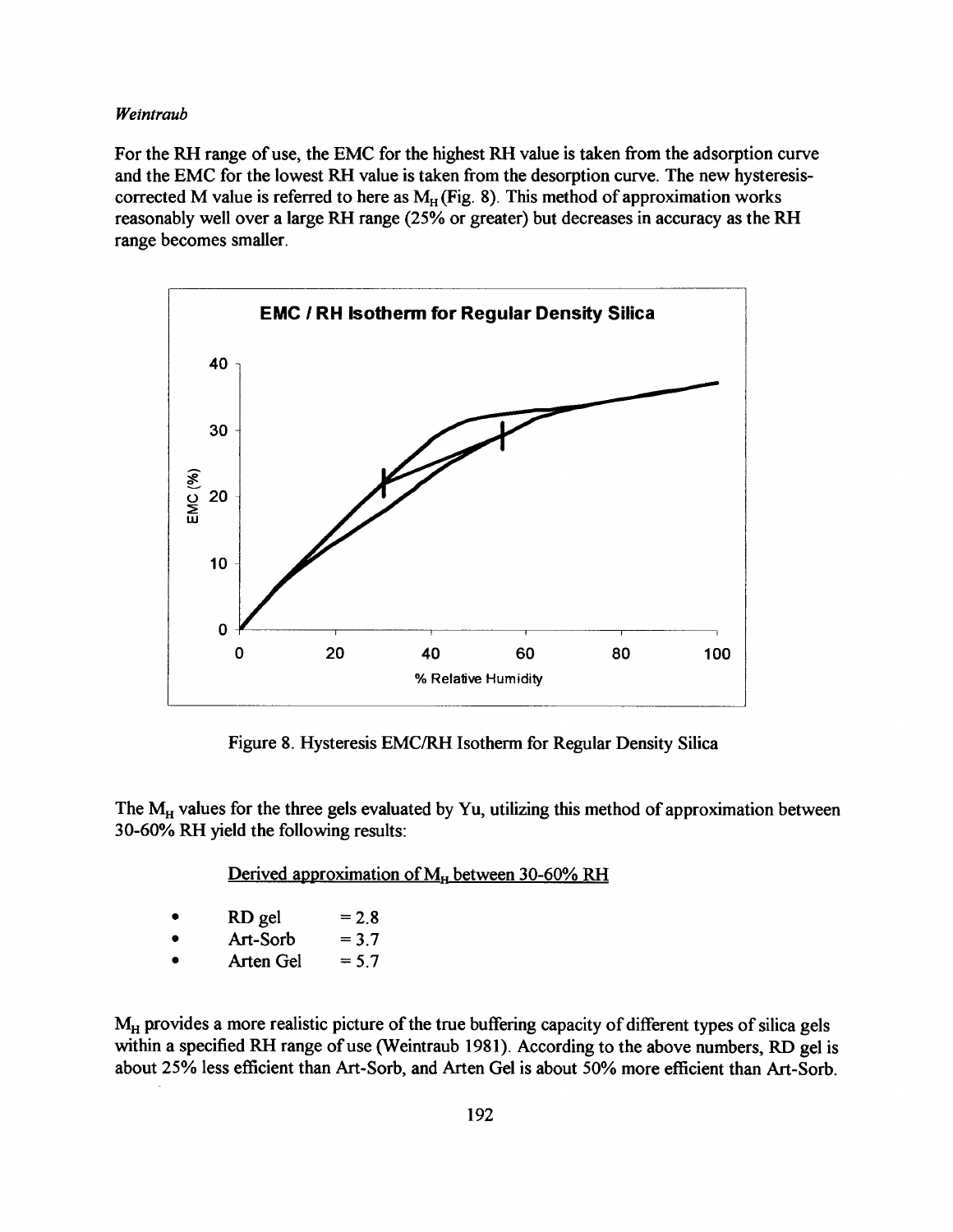For the RH range of use, the EMC for the highest RH value is taken from the adsorption curve and the EMC for the lowest RH value is taken from the desorption curve. The new hysteresis-corrected M value is referred to here as $M_H$ (Fig. 8). This method of approximation works reasonably well over a large RH range (25% or greater) but decreases in accuracy as the RH range becomes smaller.

Figure 8. Hysteresis EMC/RH Isotherm for Regular Density Silica

The $M_H$ values for the three gels evaluated by Yu, utilizing this method of approximation between 30-60% RH yield the following results:

<u>Derived approximation of $M_H$ between 30-60% RH</u>

- RD gel = 2.8
- Art-Sorb = 3.7
- Arten Gel = 5.7

$M_H$ provides a more realistic picture of the true buffering capacity of different types of silica gels within a specified RH range of use (Weintraub 1981). According to the above numbers, RD gel is about 25% less efficient than Art-Sorb, and Arten Gel is about 50% more efficient than Art-Sorb.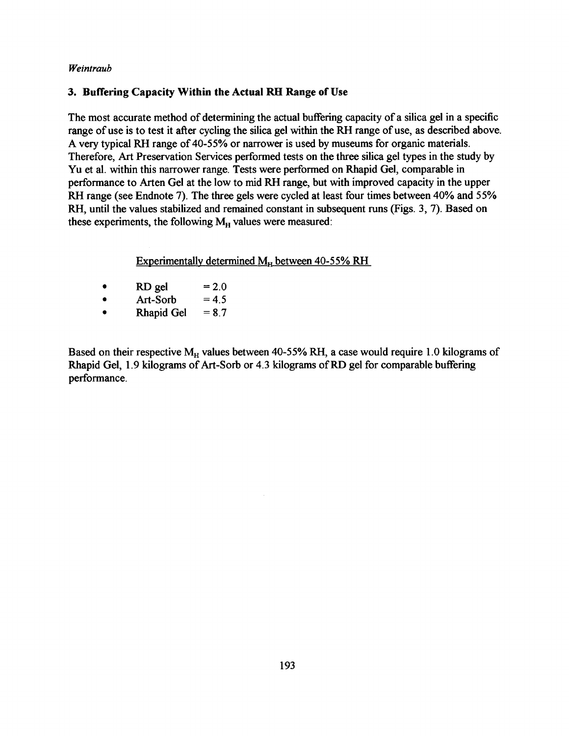### 3. Buffering Capacity Within the Actual RH Range of Use

The most accurate method of determining the actual buffering capacity of a silica gel in a specific range of use is to test it after cycling the silica gel within the RH range of use, as described above. A very typical RH range of 40-55% or narrower is used by museums for organic materials. Therefore, Art Preservation Services performed tests on the three silica gel types in the study by Yu et al. within this narrower range. Tests were performed on Rhapid Gel, comparable in performance to Arten Gel at the low to mid RH range, but with improved capacity in the upper RH range (see Endnote 7). The three gels were cycled at least four times between 40% and 55% RH, until the values stabilized and remained constant in subsequent runs (Figs. 3, 7). Based on these experiments, the following $M_H$ values were measured:

Experimentally determined $M_H$ between 40-55% RH

- RD gel = 2.0
- Art-Sorb = 4.5
- Rhapid Gel = 8.7

Based on their respective $M_H$ values between 40-55% RH, a case would require 1.0 kilograms of Rhapid Gel, 1.9 kilograms of Art-Sorb or 4.3 kilograms of RD gel for comparable buffering performance.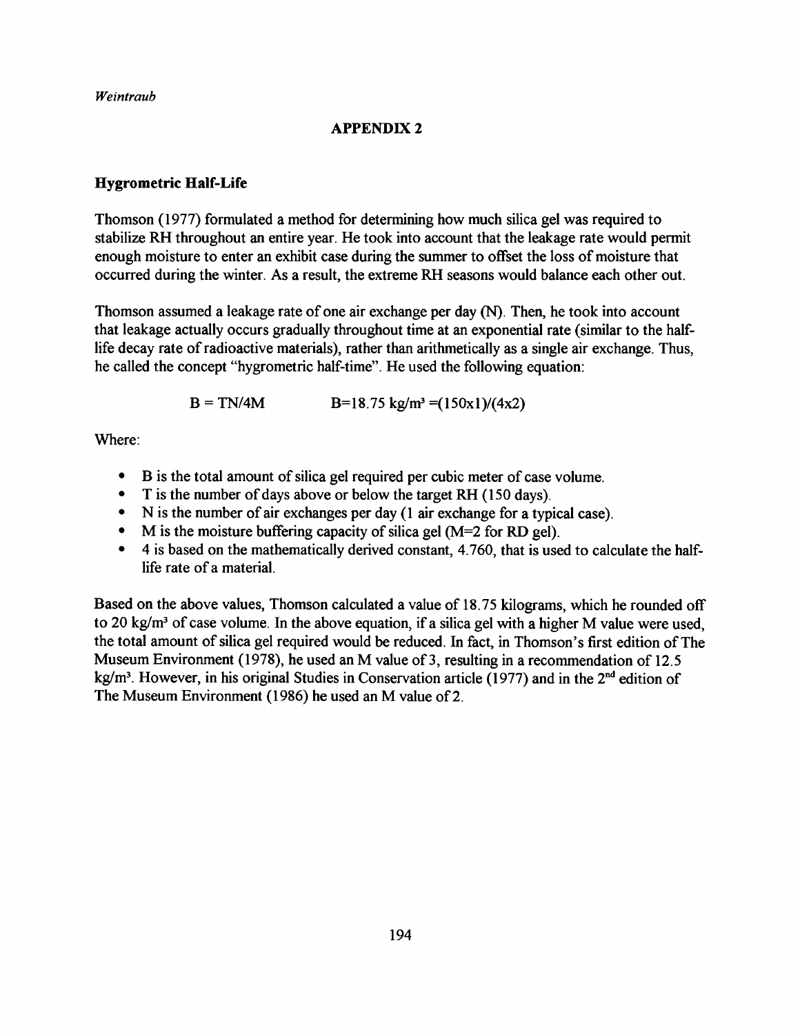## APPENDIX 2

### Hygrometric Half-Life

Thomson (1977) formulated a method for determining how much silica gel was required to stabilize RH throughout an entire year. He took into account that the leakage rate would permit enough moisture to enter an exhibit case during the summer to offset the loss of moisture that occurred during the winter. As a result, the extreme RH seasons would balance each other out.

Thomson assumed a leakage rate of one air exchange per day (N). Then, he took into account that leakage actually occurs gradually throughout time at an exponential rate (similar to the half-life decay rate of radioactive materials), rather than arithmetically as a single air exchange. Thus, he called the concept "hygrometric half-time". He used the following equation:

$$B = TN/4M \qquad B = 18.75 \text{ kg/m}^3 = (150 \times 1)/(4 \times 2)$$

Where:

- B is the total amount of silica gel required per cubic meter of case volume.
- T is the number of days above or below the target RH (150 days).
- N is the number of air exchanges per day (1 air exchange for a typical case).
- M is the moisture buffering capacity of silica gel (M=2 for RD gel).
- 4 is based on the mathematically derived constant, 4.760, that is used to calculate the half-life rate of a material.

Based on the above values, Thomson calculated a value of 18.75 kilograms, which he rounded off to 20 kg/m³ of case volume. In the above equation, if a silica gel with a higher M value were used, the total amount of silica gel required would be reduced. In fact, in Thomson's first edition of The Museum Environment (1978), he used an M value of 3, resulting in a recommendation of 12.5 kg/m³. However, in his original Studies in Conservation article (1977) and in the 2nd edition of The Museum Environment (1986) he used an M value of 2.